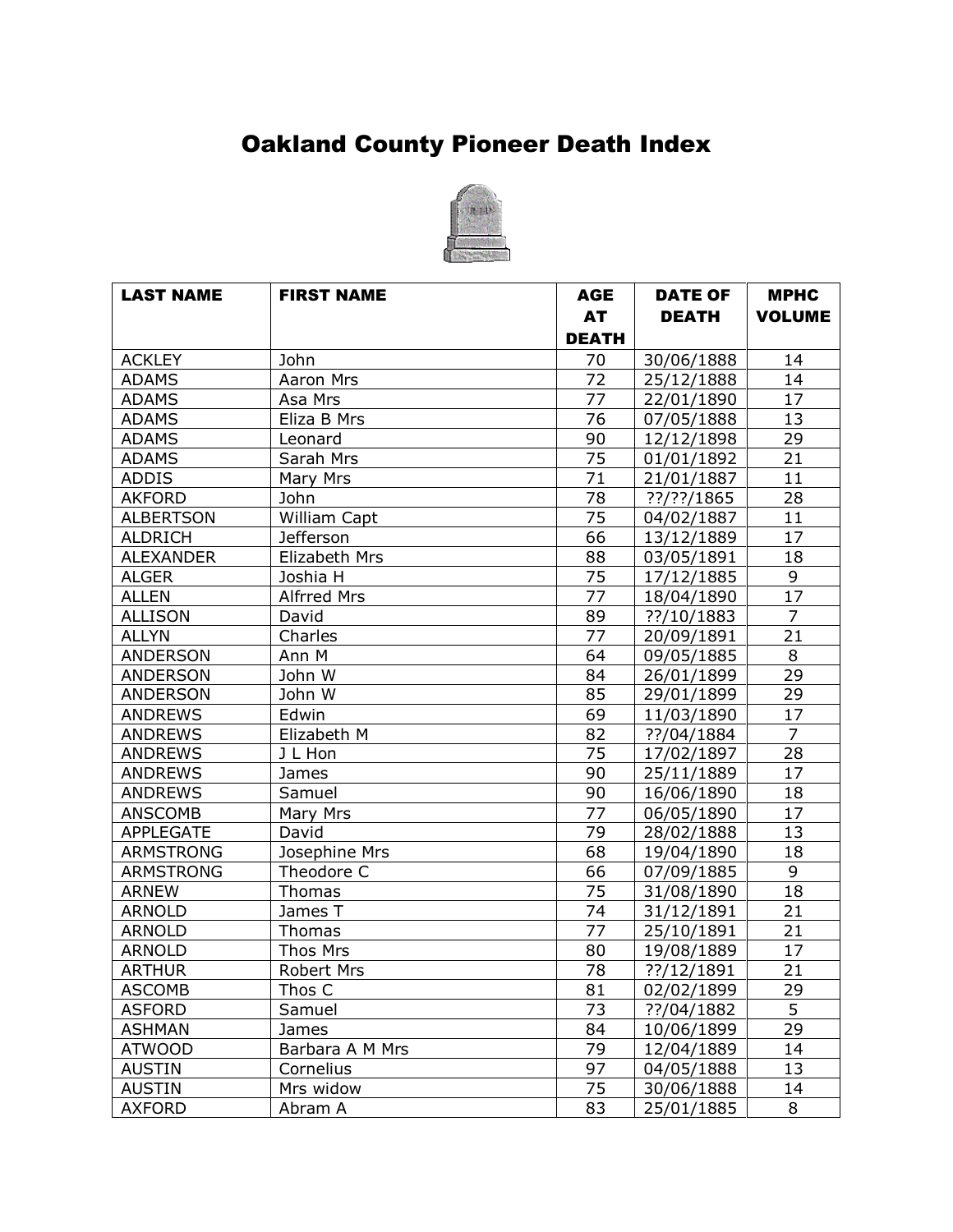# Oakland County Pioneer Death Index

| LAST NAME | FIRST NAME | AGE AT DEATH | DATE OF DEATH | MPHC VOLUME |
|---|---|---|---|---|
| ACKLEY | John | 70 | 30/06/1888 | 14 |
| ADAMS | Aaron Mrs | 72 | 25/12/1888 | 14 |
| ADAMS | Asa Mrs | 77 | 22/01/1890 | 17 |
| ADAMS | Eliza B Mrs | 76 | 07/05/1888 | 13 |
| ADAMS | Leonard | 90 | 12/12/1898 | 29 |
| ADAMS | Sarah Mrs | 75 | 01/01/1892 | 21 |
| ADDIS | Mary Mrs | 71 | 21/01/1887 | 11 |
| AKFORD | John | 78 | ??/??/1865 | 28 |
| ALBERTSON | William Capt | 75 | 04/02/1887 | 11 |
| ALDRICH | Jefferson | 66 | 13/12/1889 | 17 |
| ALEXANDER | Elizabeth Mrs | 88 | 03/05/1891 | 18 |
| ALGER | Joshia H | 75 | 17/12/1885 | 9 |
| ALLEN | Alfrred Mrs | 77 | 18/04/1890 | 17 |
| ALLISON | David | 89 | ??/10/1883 | 7 |
| ALLYN | Charles | 77 | 20/09/1891 | 21 |
| ANDERSON | Ann M | 64 | 09/05/1885 | 8 |
| ANDERSON | John W | 84 | 26/01/1899 | 29 |
| ANDERSON | John W | 85 | 29/01/1899 | 29 |
| ANDREWS | Edwin | 69 | 11/03/1890 | 17 |
| ANDREWS | Elizabeth M | 82 | ??/04/1884 | 7 |
| ANDREWS | J L Hon | 75 | 17/02/1897 | 28 |
| ANDREWS | James | 90 | 25/11/1889 | 17 |
| ANDREWS | Samuel | 90 | 16/06/1890 | 18 |
| ANSCOMB | Mary Mrs | 77 | 06/05/1890 | 17 |
| APPLEGATE | David | 79 | 28/02/1888 | 13 |
| ARMSTRONG | Josephine Mrs | 68 | 19/04/1890 | 18 |
| ARMSTRONG | Theodore C | 66 | 07/09/1885 | 9 |
| ARNEW | Thomas | 75 | 31/08/1890 | 18 |
| ARNOLD | James T | 74 | 31/12/1891 | 21 |
| ARNOLD | Thomas | 77 | 25/10/1891 | 21 |
| ARNOLD | Thos Mrs | 80 | 19/08/1889 | 17 |
| ARTHUR | Robert Mrs | 78 | ??/12/1891 | 21 |
| ASCOMB | Thos C | 81 | 02/02/1899 | 29 |
| ASFORD | Samuel | 73 | ??/04/1882 | 5 |
| ASHMAN | James | 84 | 10/06/1899 | 29 |
| ATWOOD | Barbara A M Mrs | 79 | 12/04/1889 | 14 |
| AUSTIN | Cornelius | 97 | 04/05/1888 | 13 |
| AUSTIN | Mrs widow | 75 | 30/06/1888 | 14 |
| AXFORD | Abram A | 83 | 25/01/1885 | 8 |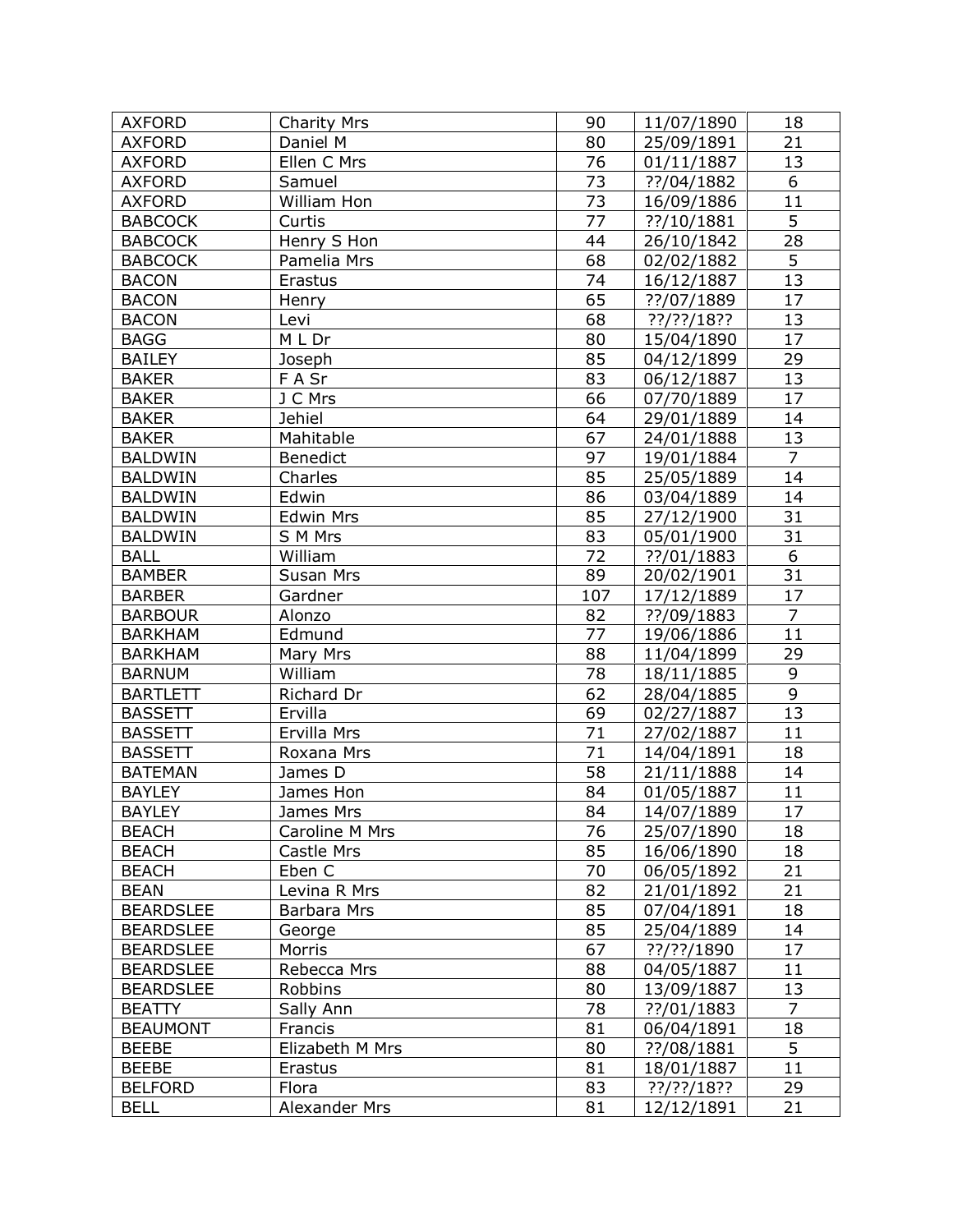| AXFORD | Charity Mrs | 90 | 11/07/1890 | 18 |
|---|---|---|---|---|
| AXFORD | Daniel M | 80 | 25/09/1891 | 21 |
| AXFORD | Ellen C Mrs | 76 | 01/11/1887 | 13 |
| AXFORD | Samuel | 73 | ??/04/1882 | 6 |
| AXFORD | William Hon | 73 | 16/09/1886 | 11 |
| BABCOCK | Curtis | 77 | ??/10/1881 | 5 |
| BABCOCK | Henry S Hon | 44 | 26/10/1842 | 28 |
| BABCOCK | Pamelia Mrs | 68 | 02/02/1882 | 5 |
| BACON | Erastus | 74 | 16/12/1887 | 13 |
| BACON | Henry | 65 | ??/07/1889 | 17 |
| BACON | Levi | 68 | ??/??/18?? | 13 |
| BAGG | M L Dr | 80 | 15/04/1890 | 17 |
| BAILEY | Joseph | 85 | 04/12/1899 | 29 |
| BAKER | F A Sr | 83 | 06/12/1887 | 13 |
| BAKER | J C Mrs | 66 | 07/70/1889 | 17 |
| BAKER | Jehiel | 64 | 29/01/1889 | 14 |
| BAKER | Mahitable | 67 | 24/01/1888 | 13 |
| BALDWIN | Benedict | 97 | 19/01/1884 | 7 |
| BALDWIN | Charles | 85 | 25/05/1889 | 14 |
| BALDWIN | Edwin | 86 | 03/04/1889 | 14 |
| BALDWIN | Edwin Mrs | 85 | 27/12/1900 | 31 |
| BALDWIN | S M Mrs | 83 | 05/01/1900 | 31 |
| BALL | William | 72 | ??/01/1883 | 6 |
| BAMBER | Susan Mrs | 89 | 20/02/1901 | 31 |
| BARBER | Gardner | 107 | 17/12/1889 | 17 |
| BARBOUR | Alonzo | 82 | ??/09/1883 | 7 |
| BARKHAM | Edmund | 77 | 19/06/1886 | 11 |
| BARKHAM | Mary Mrs | 88 | 11/04/1899 | 29 |
| BARNUM | William | 78 | 18/11/1885 | 9 |
| BARTLETT | Richard Dr | 62 | 28/04/1885 | 9 |
| BASSETT | Ervilla | 69 | 02/27/1887 | 13 |
| BASSETT | Ervilla Mrs | 71 | 27/02/1887 | 11 |
| BASSETT | Roxana Mrs | 71 | 14/04/1891 | 18 |
| BATEMAN | James D | 58 | 21/11/1888 | 14 |
| BAYLEY | James Hon | 84 | 01/05/1887 | 11 |
| BAYLEY | James Mrs | 84 | 14/07/1889 | 17 |
| BEACH | Caroline M Mrs | 76 | 25/07/1890 | 18 |
| BEACH | Castle Mrs | 85 | 16/06/1890 | 18 |
| BEACH | Eben C | 70 | 06/05/1892 | 21 |
| BEAN | Levina R Mrs | 82 | 21/01/1892 | 21 |
| BEARDSLEE | Barbara Mrs | 85 | 07/04/1891 | 18 |
| BEARDSLEE | George | 85 | 25/04/1889 | 14 |
| BEARDSLEE | Morris | 67 | ??/??/1890 | 17 |
| BEARDSLEE | Rebecca Mrs | 88 | 04/05/1887 | 11 |
| BEARDSLEE | Robbins | 80 | 13/09/1887 | 13 |
| BEATTY | Sally Ann | 78 | ??/01/1883 | 7 |
| BEAUMONT | Francis | 81 | 06/04/1891 | 18 |
| BEEBE | Elizabeth M Mrs | 80 | ??/08/1881 | 5 |
| BEEBE | Erastus | 81 | 18/01/1887 | 11 |
| BELFORD | Flora | 83 | ??/??/18?? | 29 |
| BELL | Alexander Mrs | 81 | 12/12/1891 | 21 |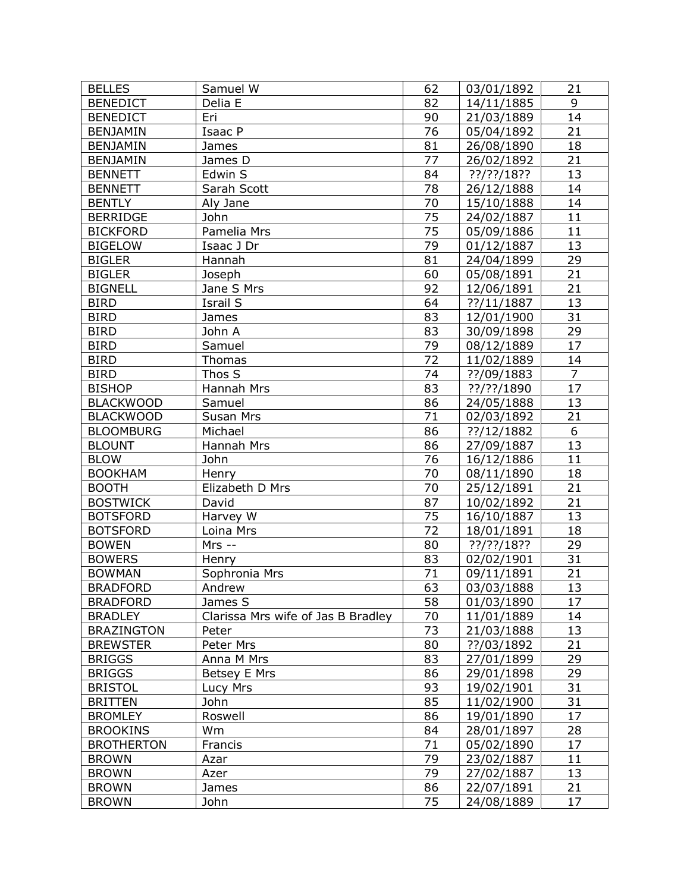| BELLES | Samuel W | 62 | 03/01/1892 | 21 |
|---|---|---|---|---|
| BENEDICT | Delia E | 82 | 14/11/1885 | 9 |
| BENEDICT | Eri | 90 | 21/03/1889 | 14 |
| BENJAMIN | Isaac P | 76 | 05/04/1892 | 21 |
| BENJAMIN | James | 81 | 26/08/1890 | 18 |
| BENJAMIN | James D | 77 | 26/02/1892 | 21 |
| BENNETT | Edwin S | 84 | ??/??/18?? | 13 |
| BENNETT | Sarah Scott | 78 | 26/12/1888 | 14 |
| BENTLY | Aly Jane | 70 | 15/10/1888 | 14 |
| BERRIDGE | John | 75 | 24/02/1887 | 11 |
| BICKFORD | Pamelia Mrs | 75 | 05/09/1886 | 11 |
| BIGELOW | Isaac J Dr | 79 | 01/12/1887 | 13 |
| BIGLER | Hannah | 81 | 24/04/1899 | 29 |
| BIGLER | Joseph | 60 | 05/08/1891 | 21 |
| BIGNELL | Jane S Mrs | 92 | 12/06/1891 | 21 |
| BIRD | Israil S | 64 | ??/11/1887 | 13 |
| BIRD | James | 83 | 12/01/1900 | 31 |
| BIRD | John A | 83 | 30/09/1898 | 29 |
| BIRD | Samuel | 79 | 08/12/1889 | 17 |
| BIRD | Thomas | 72 | 11/02/1889 | 14 |
| BIRD | Thos S | 74 | ??/09/1883 | 7 |
| BISHOP | Hannah Mrs | 83 | ??/??/1890 | 17 |
| BLACKWOOD | Samuel | 86 | 24/05/1888 | 13 |
| BLACKWOOD | Susan Mrs | 71 | 02/03/1892 | 21 |
| BLOOMBURG | Michael | 86 | ??/12/1882 | 6 |
| BLOUNT | Hannah Mrs | 86 | 27/09/1887 | 13 |
| BLOW | John | 76 | 16/12/1886 | 11 |
| BOOKHAM | Henry | 70 | 08/11/1890 | 18 |
| BOOTH | Elizabeth D Mrs | 70 | 25/12/1891 | 21 |
| BOSTWICK | David | 87 | 10/02/1892 | 21 |
| BOTSFORD | Harvey W | 75 | 16/10/1887 | 13 |
| BOTSFORD | Loina Mrs | 72 | 18/01/1891 | 18 |
| BOWEN | Mrs -- | 80 | ??/??/18?? | 29 |
| BOWERS | Henry | 83 | 02/02/1901 | 31 |
| BOWMAN | Sophronia Mrs | 71 | 09/11/1891 | 21 |
| BRADFORD | Andrew | 63 | 03/03/1888 | 13 |
| BRADFORD | James S | 58 | 01/03/1890 | 17 |
| BRADLEY | Clarissa Mrs wife of Jas B Bradley | 70 | 11/01/1889 | 14 |
| BRAZINGTON | Peter | 73 | 21/03/1888 | 13 |
| BREWSTER | Peter Mrs | 80 | ??/03/1892 | 21 |
| BRIGGS | Anna M Mrs | 83 | 27/01/1899 | 29 |
| BRIGGS | Betsey E Mrs | 86 | 29/01/1898 | 29 |
| BRISTOL | Lucy Mrs | 93 | 19/02/1901 | 31 |
| BRITTEN | John | 85 | 11/02/1900 | 31 |
| BROMLEY | Roswell | 86 | 19/01/1890 | 17 |
| BROOKINS | Wm | 84 | 28/01/1897 | 28 |
| BROTHERTON | Francis | 71 | 05/02/1890 | 17 |
| BROWN | Azar | 79 | 23/02/1887 | 11 |
| BROWN | Azer | 79 | 27/02/1887 | 13 |
| BROWN | James | 86 | 22/07/1891 | 21 |
| BROWN | John | 75 | 24/08/1889 | 17 |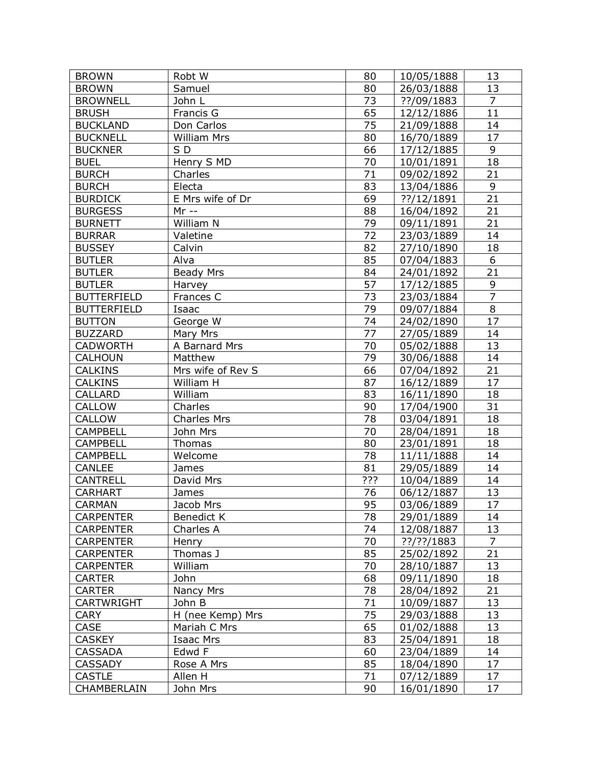| BROWN | Robt W | 80 | 10/05/1888 | 13 |
|---|---|---|---|---|
| BROWN | Samuel | 80 | 26/03/1888 | 13 |
| BROWNELL | John L | 73 | ??/09/1883 | 7 |
| BRUSH | Francis G | 65 | 12/12/1886 | 11 |
| BUCKLAND | Don Carlos | 75 | 21/09/1888 | 14 |
| BUCKNELL | William Mrs | 80 | 16/70/1889 | 17 |
| BUCKNER | S D | 66 | 17/12/1885 | 9 |
| BUEL | Henry S MD | 70 | 10/01/1891 | 18 |
| BURCH | Charles | 71 | 09/02/1892 | 21 |
| BURCH | Electa | 83 | 13/04/1886 | 9 |
| BURDICK | E Mrs wife of Dr | 69 | ??/12/1891 | 21 |
| BURGESS | Mr -- | 88 | 16/04/1892 | 21 |
| BURNETT | William N | 79 | 09/11/1891 | 21 |
| BURRAR | Valetine | 72 | 23/03/1889 | 14 |
| BUSSEY | Calvin | 82 | 27/10/1890 | 18 |
| BUTLER | Alva | 85 | 07/04/1883 | 6 |
| BUTLER | Beady Mrs | 84 | 24/01/1892 | 21 |
| BUTLER | Harvey | 57 | 17/12/1885 | 9 |
| BUTTERFIELD | Frances C | 73 | 23/03/1884 | 7 |
| BUTTERFIELD | Isaac | 79 | 09/07/1884 | 8 |
| BUTTON | George W | 74 | 24/02/1890 | 17 |
| BUZZARD | Mary Mrs | 77 | 27/05/1889 | 14 |
| CADWORTH | A Barnard Mrs | 70 | 05/02/1888 | 13 |
| CALHOUN | Matthew | 79 | 30/06/1888 | 14 |
| CALKINS | Mrs wife of Rev S | 66 | 07/04/1892 | 21 |
| CALKINS | William H | 87 | 16/12/1889 | 17 |
| CALLARD | William | 83 | 16/11/1890 | 18 |
| CALLOW | Charles | 90 | 17/04/1900 | 31 |
| CALLOW | Charles Mrs | 78 | 03/04/1891 | 18 |
| CAMPBELL | John Mrs | 70 | 28/04/1891 | 18 |
| CAMPBELL | Thomas | 80 | 23/01/1891 | 18 |
| CAMPBELL | Welcome | 78 | 11/11/1888 | 14 |
| CANLEE | James | 81 | 29/05/1889 | 14 |
| CANTRELL | David Mrs | ??? | 10/04/1889 | 14 |
| CARHART | James | 76 | 06/12/1887 | 13 |
| CARMAN | Jacob Mrs | 95 | 03/06/1889 | 17 |
| CARPENTER | Benedict K | 78 | 29/01/1889 | 14 |
| CARPENTER | Charles A | 74 | 12/08/1887 | 13 |
| CARPENTER | Henry | 70 | ??/??/1883 | 7 |
| CARPENTER | Thomas J | 85 | 25/02/1892 | 21 |
| CARPENTER | William | 70 | 28/10/1887 | 13 |
| CARTER | John | 68 | 09/11/1890 | 18 |
| CARTER | Nancy Mrs | 78 | 28/04/1892 | 21 |
| CARTWRIGHT | John B | 71 | 10/09/1887 | 13 |
| CARY | H (nee Kemp) Mrs | 75 | 29/03/1888 | 13 |
| CASE | Mariah C Mrs | 65 | 01/02/1888 | 13 |
| CASKEY | Isaac Mrs | 83 | 25/04/1891 | 18 |
| CASSADA | Edwd F | 60 | 23/04/1889 | 14 |
| CASSADY | Rose A Mrs | 85 | 18/04/1890 | 17 |
| CASTLE | Allen H | 71 | 07/12/1889 | 17 |
| CHAMBERLAIN | John Mrs | 90 | 16/01/1890 | 17 |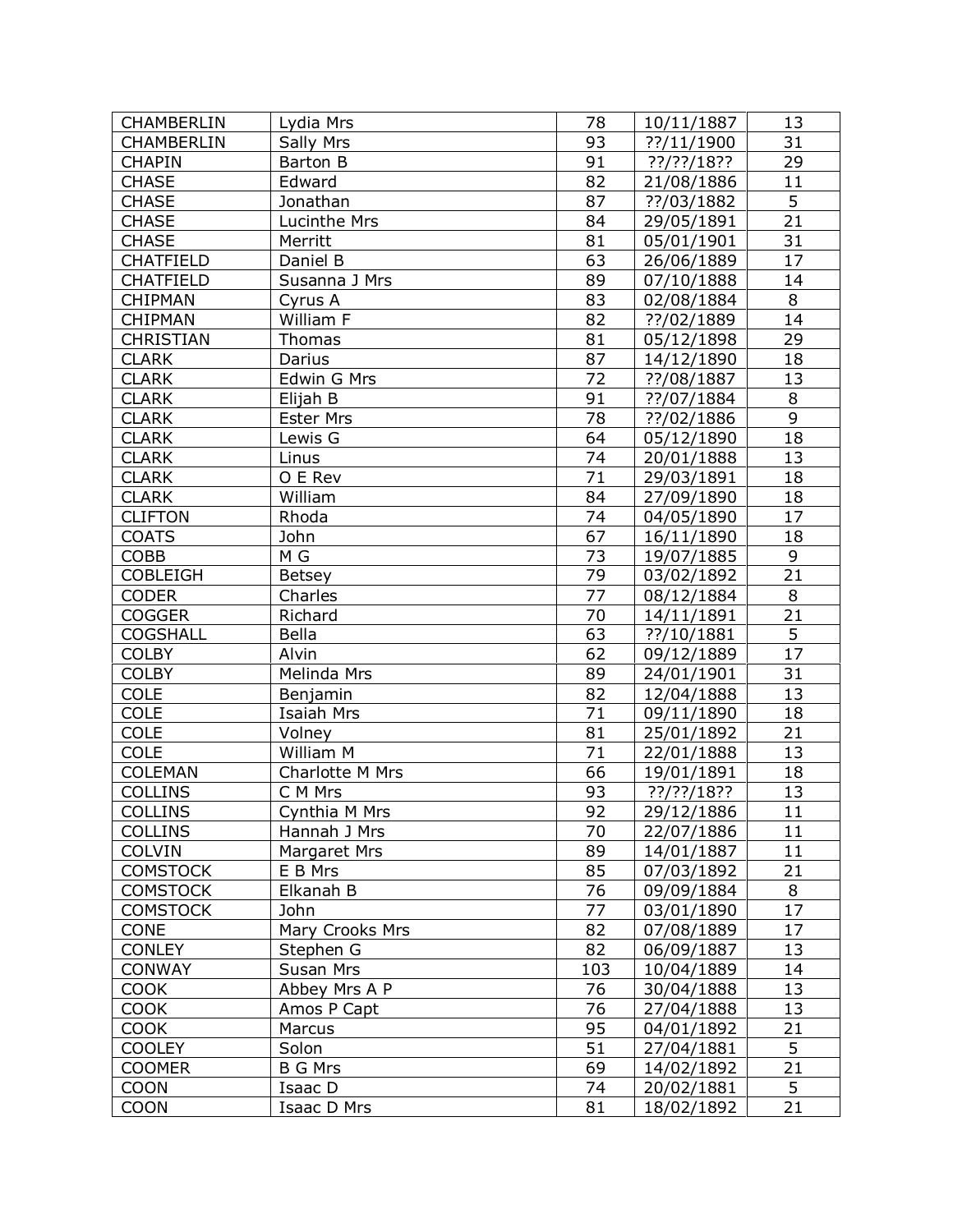| CHAMBERLIN | Lydia Mrs | 78 | 10/11/1887 | 13 |
|---|---|---|---|---|
| CHAMBERLIN | Sally Mrs | 93 | ??/11/1900 | 31 |
| CHAPIN | Barton B | 91 | ??/??/18?? | 29 |
| CHASE | Edward | 82 | 21/08/1886 | 11 |
| CHASE | Jonathan | 87 | ??/03/1882 | 5 |
| CHASE | Lucinthe Mrs | 84 | 29/05/1891 | 21 |
| CHASE | Merritt | 81 | 05/01/1901 | 31 |
| CHATFIELD | Daniel B | 63 | 26/06/1889 | 17 |
| CHATFIELD | Susanna J Mrs | 89 | 07/10/1888 | 14 |
| CHIPMAN | Cyrus A | 83 | 02/08/1884 | 8 |
| CHIPMAN | William F | 82 | ??/02/1889 | 14 |
| CHRISTIAN | Thomas | 81 | 05/12/1898 | 29 |
| CLARK | Darius | 87 | 14/12/1890 | 18 |
| CLARK | Edwin G Mrs | 72 | ??/08/1887 | 13 |
| CLARK | Elijah B | 91 | ??/07/1884 | 8 |
| CLARK | Ester Mrs | 78 | ??/02/1886 | 9 |
| CLARK | Lewis G | 64 | 05/12/1890 | 18 |
| CLARK | Linus | 74 | 20/01/1888 | 13 |
| CLARK | O E Rev | 71 | 29/03/1891 | 18 |
| CLARK | William | 84 | 27/09/1890 | 18 |
| CLIFTON | Rhoda | 74 | 04/05/1890 | 17 |
| COATS | John | 67 | 16/11/1890 | 18 |
| COBB | M G | 73 | 19/07/1885 | 9 |
| COBLEIGH | Betsey | 79 | 03/02/1892 | 21 |
| CODER | Charles | 77 | 08/12/1884 | 8 |
| COGGER | Richard | 70 | 14/11/1891 | 21 |
| COGSHALL | Bella | 63 | ??/10/1881 | 5 |
| COLBY | Alvin | 62 | 09/12/1889 | 17 |
| COLBY | Melinda Mrs | 89 | 24/01/1901 | 31 |
| COLE | Benjamin | 82 | 12/04/1888 | 13 |
| COLE | Isaiah Mrs | 71 | 09/11/1890 | 18 |
| COLE | Volney | 81 | 25/01/1892 | 21 |
| COLE | William M | 71 | 22/01/1888 | 13 |
| COLEMAN | Charlotte M Mrs | 66 | 19/01/1891 | 18 |
| COLLINS | C M Mrs | 93 | ??/??/18?? | 13 |
| COLLINS | Cynthia M Mrs | 92 | 29/12/1886 | 11 |
| COLLINS | Hannah J Mrs | 70 | 22/07/1886 | 11 |
| COLVIN | Margaret Mrs | 89 | 14/01/1887 | 11 |
| COMSTOCK | E B Mrs | 85 | 07/03/1892 | 21 |
| COMSTOCK | Elkanah B | 76 | 09/09/1884 | 8 |
| COMSTOCK | John | 77 | 03/01/1890 | 17 |
| CONE | Mary Crooks Mrs | 82 | 07/08/1889 | 17 |
| CONLEY | Stephen G | 82 | 06/09/1887 | 13 |
| CONWAY | Susan Mrs | 103 | 10/04/1889 | 14 |
| COOK | Abbey Mrs A P | 76 | 30/04/1888 | 13 |
| COOK | Amos P Capt | 76 | 27/04/1888 | 13 |
| COOK | Marcus | 95 | 04/01/1892 | 21 |
| COOLEY | Solon | 51 | 27/04/1881 | 5 |
| COOMER | B G Mrs | 69 | 14/02/1892 | 21 |
| COON | Isaac D | 74 | 20/02/1881 | 5 |
| COON | Isaac D Mrs | 81 | 18/02/1892 | 21 |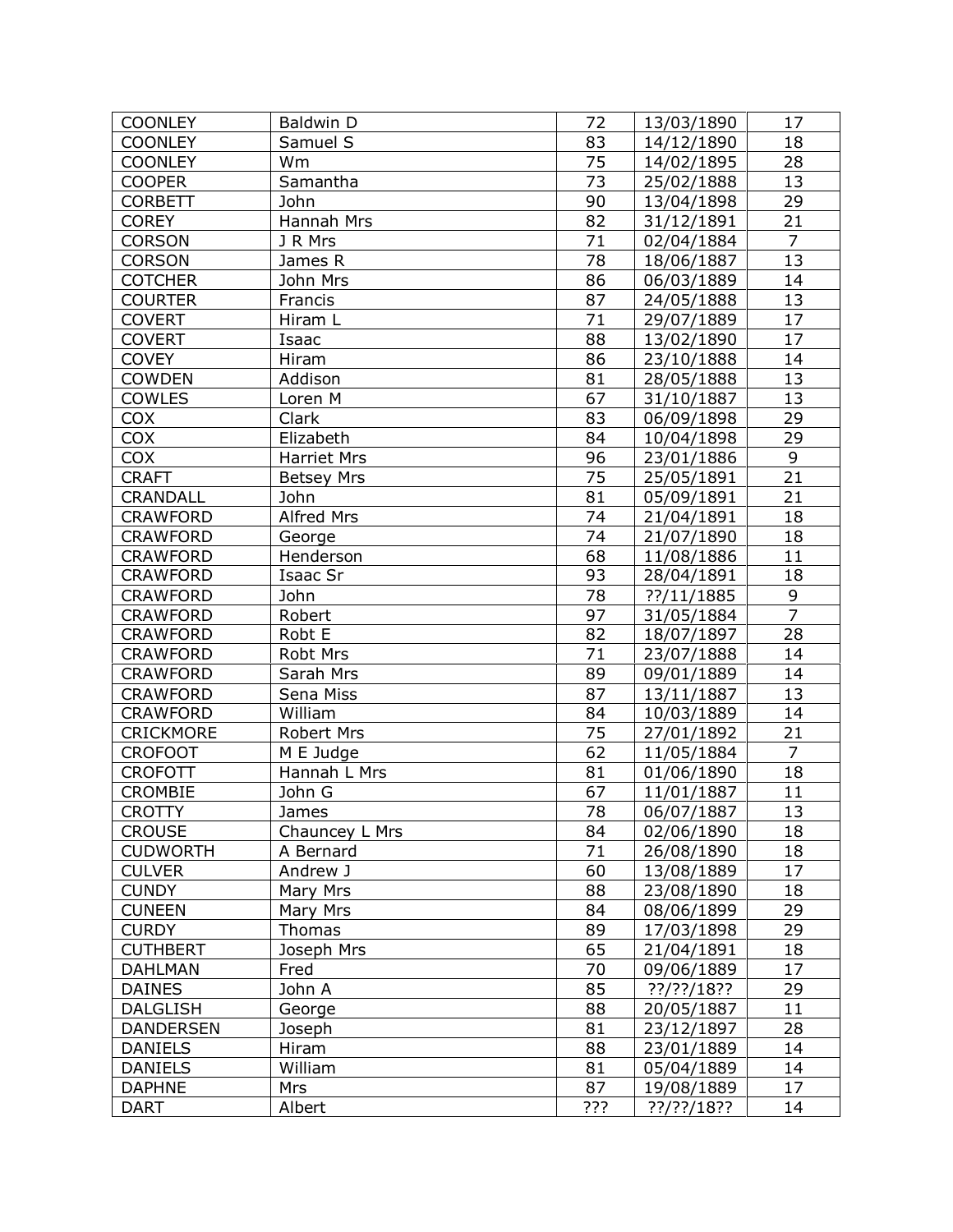| | | | | |
|---|---|---|---|---|
| COONLEY | Baldwin D | 72 | 13/03/1890 | 17 |
| COONLEY | Samuel S | 83 | 14/12/1890 | 18 |
| COONLEY | Wm | 75 | 14/02/1895 | 28 |
| COOPER | Samantha | 73 | 25/02/1888 | 13 |
| CORBETT | John | 90 | 13/04/1898 | 29 |
| COREY | Hannah Mrs | 82 | 31/12/1891 | 21 |
| CORSON | J R Mrs | 71 | 02/04/1884 | 7 |
| CORSON | James R | 78 | 18/06/1887 | 13 |
| COTCHER | John Mrs | 86 | 06/03/1889 | 14 |
| COURTER | Francis | 87 | 24/05/1888 | 13 |
| COVERT | Hiram L | 71 | 29/07/1889 | 17 |
| COVERT | Isaac | 88 | 13/02/1890 | 17 |
| COVEY | Hiram | 86 | 23/10/1888 | 14 |
| COWDEN | Addison | 81 | 28/05/1888 | 13 |
| COWLES | Loren M | 67 | 31/10/1887 | 13 |
| COX | Clark | 83 | 06/09/1898 | 29 |
| COX | Elizabeth | 84 | 10/04/1898 | 29 |
| COX | Harriet Mrs | 96 | 23/01/1886 | 9 |
| CRAFT | Betsey Mrs | 75 | 25/05/1891 | 21 |
| CRANDALL | John | 81 | 05/09/1891 | 21 |
| CRAWFORD | Alfred Mrs | 74 | 21/04/1891 | 18 |
| CRAWFORD | George | 74 | 21/07/1890 | 18 |
| CRAWFORD | Henderson | 68 | 11/08/1886 | 11 |
| CRAWFORD | Isaac Sr | 93 | 28/04/1891 | 18 |
| CRAWFORD | John | 78 | ??/11/1885 | 9 |
| CRAWFORD | Robert | 97 | 31/05/1884 | 7 |
| CRAWFORD | Robt E | 82 | 18/07/1897 | 28 |
| CRAWFORD | Robt Mrs | 71 | 23/07/1888 | 14 |
| CRAWFORD | Sarah Mrs | 89 | 09/01/1889 | 14 |
| CRAWFORD | Sena Miss | 87 | 13/11/1887 | 13 |
| CRAWFORD | William | 84 | 10/03/1889 | 14 |
| CRICKMORE | Robert Mrs | 75 | 27/01/1892 | 21 |
| CROFOOT | M E Judge | 62 | 11/05/1884 | 7 |
| CROFOTT | Hannah L Mrs | 81 | 01/06/1890 | 18 |
| CROMBIE | John G | 67 | 11/01/1887 | 11 |
| CROTTY | James | 78 | 06/07/1887 | 13 |
| CROUSE | Chauncey L Mrs | 84 | 02/06/1890 | 18 |
| CUDWORTH | A Bernard | 71 | 26/08/1890 | 18 |
| CULVER | Andrew J | 60 | 13/08/1889 | 17 |
| CUNDY | Mary Mrs | 88 | 23/08/1890 | 18 |
| CUNEEN | Mary Mrs | 84 | 08/06/1899 | 29 |
| CURDY | Thomas | 89 | 17/03/1898 | 29 |
| CUTHBERT | Joseph Mrs | 65 | 21/04/1891 | 18 |
| DAHLMAN | Fred | 70 | 09/06/1889 | 17 |
| DAINES | John A | 85 | ??/??/18?? | 29 |
| DALGLISH | George | 88 | 20/05/1887 | 11 |
| DANDERSEN | Joseph | 81 | 23/12/1897 | 28 |
| DANIELS | Hiram | 88 | 23/01/1889 | 14 |
| DANIELS | William | 81 | 05/04/1889 | 14 |
| DAPHNE | Mrs | 87 | 19/08/1889 | 17 |
| DART | Albert | ??? | ??/??/18?? | 14 |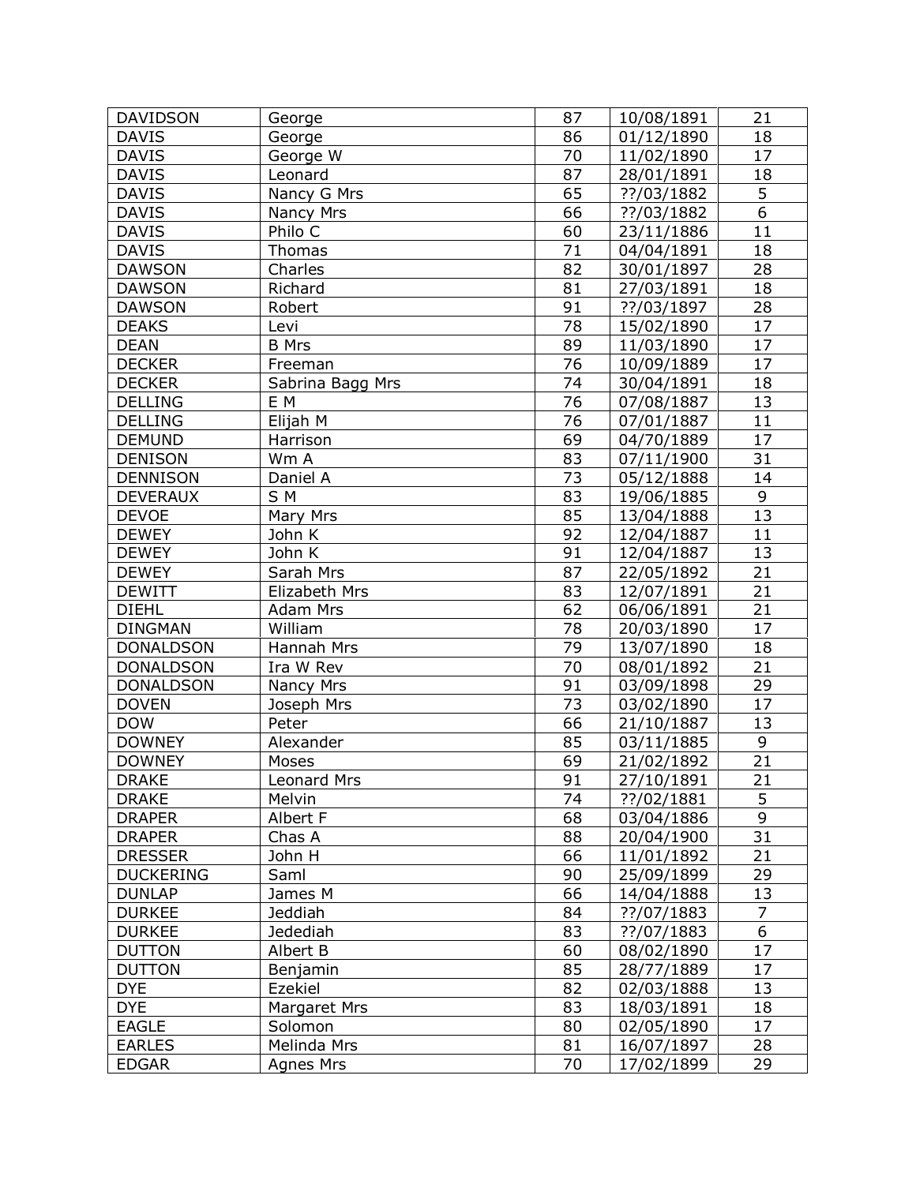| DAVIDSON | George | 87 | 10/08/1891 | 21 |
|---|---|---|---|---|
| DAVIS | George | 86 | 01/12/1890 | 18 |
| DAVIS | George W | 70 | 11/02/1890 | 17 |
| DAVIS | Leonard | 87 | 28/01/1891 | 18 |
| DAVIS | Nancy G Mrs | 65 | ??/03/1882 | 5 |
| DAVIS | Nancy Mrs | 66 | ??/03/1882 | 6 |
| DAVIS | Philo C | 60 | 23/11/1886 | 11 |
| DAVIS | Thomas | 71 | 04/04/1891 | 18 |
| DAWSON | Charles | 82 | 30/01/1897 | 28 |
| DAWSON | Richard | 81 | 27/03/1891 | 18 |
| DAWSON | Robert | 91 | ??/03/1897 | 28 |
| DEAKS | Levi | 78 | 15/02/1890 | 17 |
| DEAN | B Mrs | 89 | 11/03/1890 | 17 |
| DECKER | Freeman | 76 | 10/09/1889 | 17 |
| DECKER | Sabrina Bagg Mrs | 74 | 30/04/1891 | 18 |
| DELLING | E M | 76 | 07/08/1887 | 13 |
| DELLING | Elijah M | 76 | 07/01/1887 | 11 |
| DEMUND | Harrison | 69 | 04/70/1889 | 17 |
| DENISON | Wm A | 83 | 07/11/1900 | 31 |
| DENNISON | Daniel A | 73 | 05/12/1888 | 14 |
| DEVERAUX | S M | 83 | 19/06/1885 | 9 |
| DEVOE | Mary Mrs | 85 | 13/04/1888 | 13 |
| DEWEY | John K | 92 | 12/04/1887 | 11 |
| DEWEY | John K | 91 | 12/04/1887 | 13 |
| DEWEY | Sarah Mrs | 87 | 22/05/1892 | 21 |
| DEWITT | Elizabeth Mrs | 83 | 12/07/1891 | 21 |
| DIEHL | Adam Mrs | 62 | 06/06/1891 | 21 |
| DINGMAN | William | 78 | 20/03/1890 | 17 |
| DONALDSON | Hannah Mrs | 79 | 13/07/1890 | 18 |
| DONALDSON | Ira W Rev | 70 | 08/01/1892 | 21 |
| DONALDSON | Nancy Mrs | 91 | 03/09/1898 | 29 |
| DOVEN | Joseph Mrs | 73 | 03/02/1890 | 17 |
| DOW | Peter | 66 | 21/10/1887 | 13 |
| DOWNEY | Alexander | 85 | 03/11/1885 | 9 |
| DOWNEY | Moses | 69 | 21/02/1892 | 21 |
| DRAKE | Leonard Mrs | 91 | 27/10/1891 | 21 |
| DRAKE | Melvin | 74 | ??/02/1881 | 5 |
| DRAPER | Albert F | 68 | 03/04/1886 | 9 |
| DRAPER | Chas A | 88 | 20/04/1900 | 31 |
| DRESSER | John H | 66 | 11/01/1892 | 21 |
| DUCKERING | Saml | 90 | 25/09/1899 | 29 |
| DUNLAP | James M | 66 | 14/04/1888 | 13 |
| DURKEE | Jeddiah | 84 | ??/07/1883 | 7 |
| DURKEE | Jedediah | 83 | ??/07/1883 | 6 |
| DUTTON | Albert B | 60 | 08/02/1890 | 17 |
| DUTTON | Benjamin | 85 | 28/77/1889 | 17 |
| DYE | Ezekiel | 82 | 02/03/1888 | 13 |
| DYE | Margaret Mrs | 83 | 18/03/1891 | 18 |
| EAGLE | Solomon | 80 | 02/05/1890 | 17 |
| EARLES | Melinda Mrs | 81 | 16/07/1897 | 28 |
| EDGAR | Agnes Mrs | 70 | 17/02/1899 | 29 |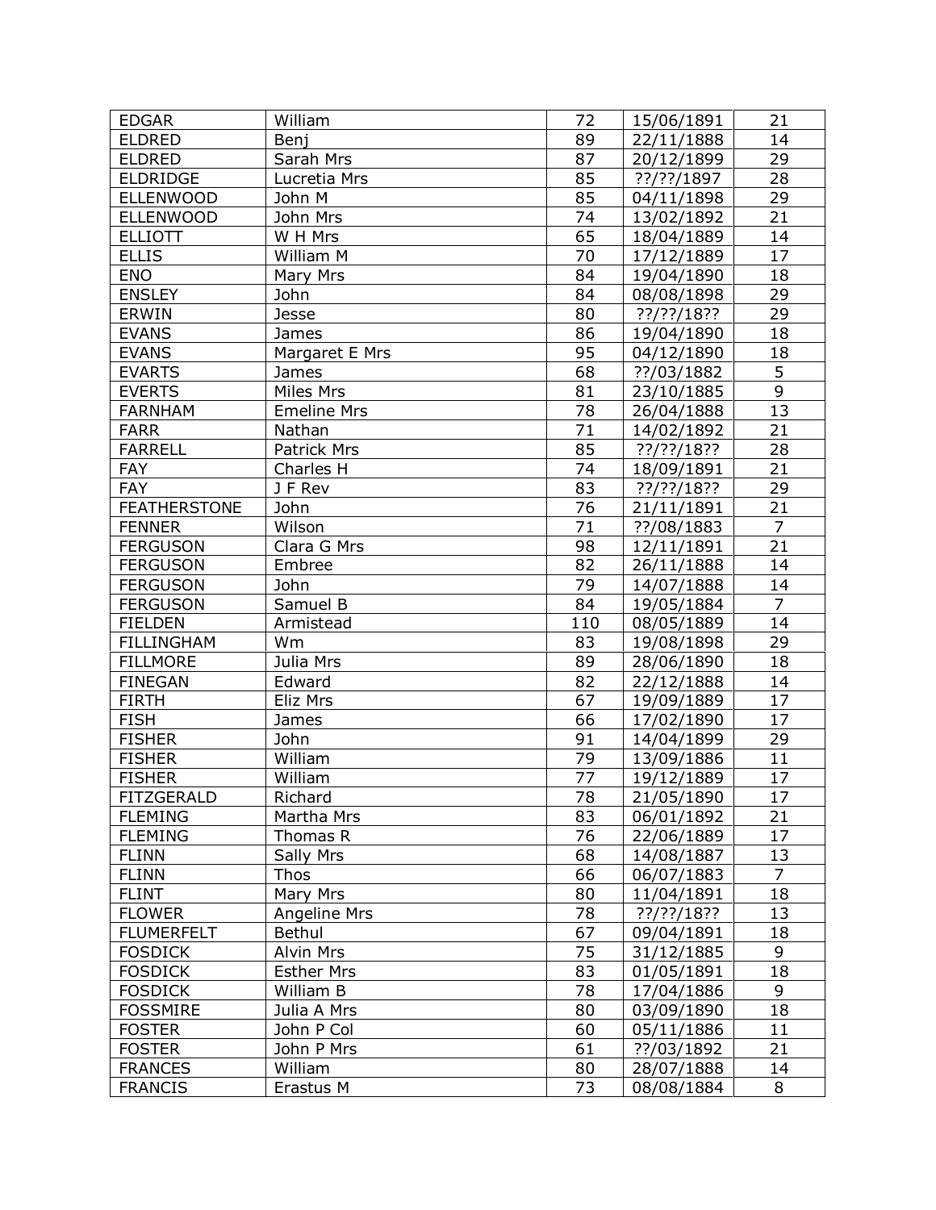| EDGAR | William | 72 | 15/06/1891 | 21 |
|---|---|---|---|---|
| ELDRED | Benj | 89 | 22/11/1888 | 14 |
| ELDRED | Sarah Mrs | 87 | 20/12/1899 | 29 |
| ELDRIDGE | Lucretia Mrs | 85 | ??/??/1897 | 28 |
| ELLENWOOD | John M | 85 | 04/11/1898 | 29 |
| ELLENWOOD | John Mrs | 74 | 13/02/1892 | 21 |
| ELLIOTT | W H Mrs | 65 | 18/04/1889 | 14 |
| ELLIS | William M | 70 | 17/12/1889 | 17 |
| ENO | Mary Mrs | 84 | 19/04/1890 | 18 |
| ENSLEY | John | 84 | 08/08/1898 | 29 |
| ERWIN | Jesse | 80 | ??/??/18?? | 29 |
| EVANS | James | 86 | 19/04/1890 | 18 |
| EVANS | Margaret E Mrs | 95 | 04/12/1890 | 18 |
| EVARTS | James | 68 | ??/03/1882 | 5 |
| EVERTS | Miles Mrs | 81 | 23/10/1885 | 9 |
| FARNHAM | Emeline Mrs | 78 | 26/04/1888 | 13 |
| FARR | Nathan | 71 | 14/02/1892 | 21 |
| FARRELL | Patrick Mrs | 85 | ??/??/18?? | 28 |
| FAY | Charles H | 74 | 18/09/1891 | 21 |
| FAY | J F Rev | 83 | ??/??/18?? | 29 |
| FEATHERSTONE | John | 76 | 21/11/1891 | 21 |
| FENNER | Wilson | 71 | ??/08/1883 | 7 |
| FERGUSON | Clara G Mrs | 98 | 12/11/1891 | 21 |
| FERGUSON | Embree | 82 | 26/11/1888 | 14 |
| FERGUSON | John | 79 | 14/07/1888 | 14 |
| FERGUSON | Samuel B | 84 | 19/05/1884 | 7 |
| FIELDEN | Armistead | 110 | 08/05/1889 | 14 |
| FILLINGHAM | Wm | 83 | 19/08/1898 | 29 |
| FILLMORE | Julia Mrs | 89 | 28/06/1890 | 18 |
| FINEGAN | Edward | 82 | 22/12/1888 | 14 |
| FIRTH | Eliz Mrs | 67 | 19/09/1889 | 17 |
| FISH | James | 66 | 17/02/1890 | 17 |
| FISHER | John | 91 | 14/04/1899 | 29 |
| FISHER | William | 79 | 13/09/1886 | 11 |
| FISHER | William | 77 | 19/12/1889 | 17 |
| FITZGERALD | Richard | 78 | 21/05/1890 | 17 |
| FLEMING | Martha Mrs | 83 | 06/01/1892 | 21 |
| FLEMING | Thomas R | 76 | 22/06/1889 | 17 |
| FLINN | Sally Mrs | 68 | 14/08/1887 | 13 |
| FLINN | Thos | 66 | 06/07/1883 | 7 |
| FLINT | Mary Mrs | 80 | 11/04/1891 | 18 |
| FLOWER | Angeline Mrs | 78 | ??/??/18?? | 13 |
| FLUMERFELT | Bethul | 67 | 09/04/1891 | 18 |
| FOSDICK | Alvin Mrs | 75 | 31/12/1885 | 9 |
| FOSDICK | Esther Mrs | 83 | 01/05/1891 | 18 |
| FOSDICK | William B | 78 | 17/04/1886 | 9 |
| FOSSMIRE | Julia A Mrs | 80 | 03/09/1890 | 18 |
| FOSTER | John P Col | 60 | 05/11/1886 | 11 |
| FOSTER | John P Mrs | 61 | ??/03/1892 | 21 |
| FRANCES | William | 80 | 28/07/1888 | 14 |
| FRANCIS | Erastus M | 73 | 08/08/1884 | 8 |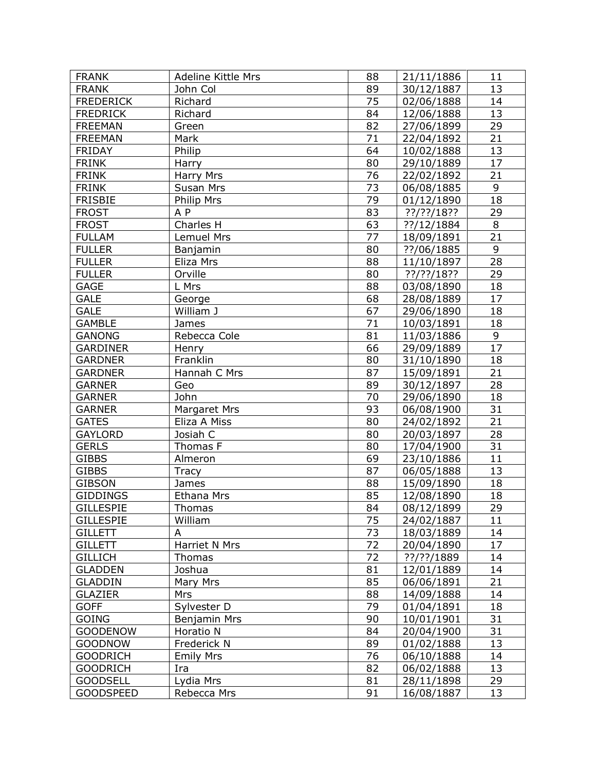| FRANK | Adeline Kittle Mrs | 88 | 21/11/1886 | 11 |
|---|---|---|---|---|
| FRANK | John Col | 89 | 30/12/1887 | 13 |
| FREDERICK | Richard | 75 | 02/06/1888 | 14 |
| FREDRICK | Richard | 84 | 12/06/1888 | 13 |
| FREEMAN | Green | 82 | 27/06/1899 | 29 |
| FREEMAN | Mark | 71 | 22/04/1892 | 21 |
| FRIDAY | Philip | 64 | 10/02/1888 | 13 |
| FRINK | Harry | 80 | 29/10/1889 | 17 |
| FRINK | Harry Mrs | 76 | 22/02/1892 | 21 |
| FRINK | Susan Mrs | 73 | 06/08/1885 | 9 |
| FRISBIE | Philip Mrs | 79 | 01/12/1890 | 18 |
| FROST | A P | 83 | ??/??/18?? | 29 |
| FROST | Charles H | 63 | ??/12/1884 | 8 |
| FULLAM | Lemuel Mrs | 77 | 18/09/1891 | 21 |
| FULLER | Banjamin | 80 | ??/06/1885 | 9 |
| FULLER | Eliza Mrs | 88 | 11/10/1897 | 28 |
| FULLER | Orville | 80 | ??/??/18?? | 29 |
| GAGE | L Mrs | 88 | 03/08/1890 | 18 |
| GALE | George | 68 | 28/08/1889 | 17 |
| GALE | William J | 67 | 29/06/1890 | 18 |
| GAMBLE | James | 71 | 10/03/1891 | 18 |
| GANONG | Rebecca Cole | 81 | 11/03/1886 | 9 |
| GARDINER | Henry | 66 | 29/09/1889 | 17 |
| GARDNER | Franklin | 80 | 31/10/1890 | 18 |
| GARDNER | Hannah C Mrs | 87 | 15/09/1891 | 21 |
| GARNER | Geo | 89 | 30/12/1897 | 28 |
| GARNER | John | 70 | 29/06/1890 | 18 |
| GARNER | Margaret Mrs | 93 | 06/08/1900 | 31 |
| GATES | Eliza A Miss | 80 | 24/02/1892 | 21 |
| GAYLORD | Josiah C | 80 | 20/03/1897 | 28 |
| GERLS | Thomas F | 80 | 17/04/1900 | 31 |
| GIBBS | Almeron | 69 | 23/10/1886 | 11 |
| GIBBS | Tracy | 87 | 06/05/1888 | 13 |
| GIBSON | James | 88 | 15/09/1890 | 18 |
| GIDDINGS | Ethana Mrs | 85 | 12/08/1890 | 18 |
| GILLESPIE | Thomas | 84 | 08/12/1899 | 29 |
| GILLESPIE | William | 75 | 24/02/1887 | 11 |
| GILLETT | A | 73 | 18/03/1889 | 14 |
| GILLETT | Harriet N Mrs | 72 | 20/04/1890 | 17 |
| GILLICH | Thomas | 72 | ??/??/1889 | 14 |
| GLADDEN | Joshua | 81 | 12/01/1889 | 14 |
| GLADDIN | Mary Mrs | 85 | 06/06/1891 | 21 |
| GLAZIER | Mrs | 88 | 14/09/1888 | 14 |
| GOFF | Sylvester D | 79 | 01/04/1891 | 18 |
| GOING | Benjamin Mrs | 90 | 10/01/1901 | 31 |
| GOODENOW | Horatio N | 84 | 20/04/1900 | 31 |
| GOODNOW | Frederick N | 89 | 01/02/1888 | 13 |
| GOODRICH | Emily Mrs | 76 | 06/10/1888 | 14 |
| GOODRICH | Ira | 82 | 06/02/1888 | 13 |
| GOODSELL | Lydia Mrs | 81 | 28/11/1898 | 29 |
| GOODSPEED | Rebecca Mrs | 91 | 16/08/1887 | 13 |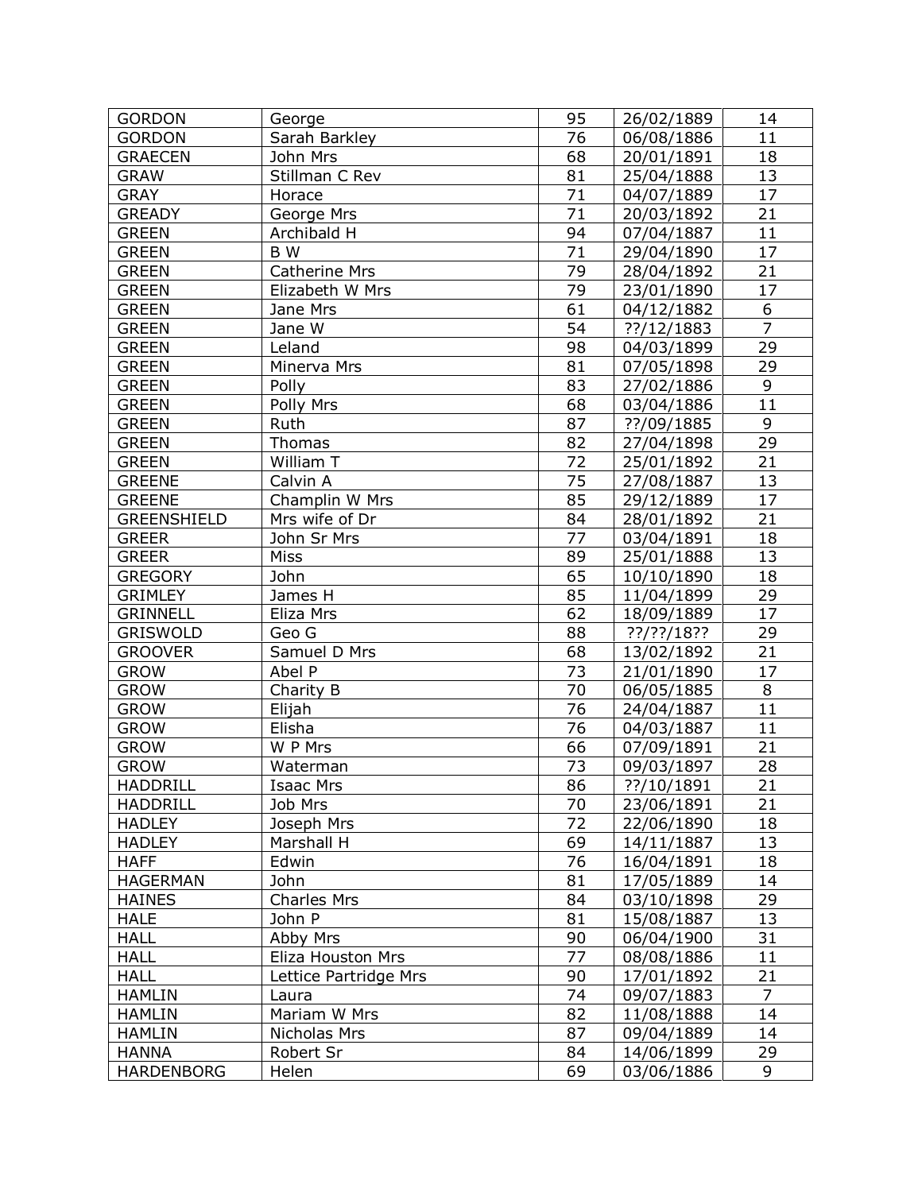| GORDON | George | 95 | 26/02/1889 | 14 |
|---|---|---|---|---|
| GORDON | Sarah Barkley | 76 | 06/08/1886 | 11 |
| GRAECEN | John Mrs | 68 | 20/01/1891 | 18 |
| GRAW | Stillman C Rev | 81 | 25/04/1888 | 13 |
| GRAY | Horace | 71 | 04/07/1889 | 17 |
| GREADY | George Mrs | 71 | 20/03/1892 | 21 |
| GREEN | Archibald H | 94 | 07/04/1887 | 11 |
| GREEN | B W | 71 | 29/04/1890 | 17 |
| GREEN | Catherine Mrs | 79 | 28/04/1892 | 21 |
| GREEN | Elizabeth W Mrs | 79 | 23/01/1890 | 17 |
| GREEN | Jane Mrs | 61 | 04/12/1882 | 6 |
| GREEN | Jane W | 54 | ??/12/1883 | 7 |
| GREEN | Leland | 98 | 04/03/1899 | 29 |
| GREEN | Minerva Mrs | 81 | 07/05/1898 | 29 |
| GREEN | Polly | 83 | 27/02/1886 | 9 |
| GREEN | Polly Mrs | 68 | 03/04/1886 | 11 |
| GREEN | Ruth | 87 | ??/09/1885 | 9 |
| GREEN | Thomas | 82 | 27/04/1898 | 29 |
| GREEN | William T | 72 | 25/01/1892 | 21 |
| GREENE | Calvin A | 75 | 27/08/1887 | 13 |
| GREENE | Champlin W Mrs | 85 | 29/12/1889 | 17 |
| GREENSHIELD | Mrs wife of Dr | 84 | 28/01/1892 | 21 |
| GREER | John Sr Mrs | 77 | 03/04/1891 | 18 |
| GREER | Miss | 89 | 25/01/1888 | 13 |
| GREGORY | John | 65 | 10/10/1890 | 18 |
| GRIMLEY | James H | 85 | 11/04/1899 | 29 |
| GRINNELL | Eliza Mrs | 62 | 18/09/1889 | 17 |
| GRISWOLD | Geo G | 88 | ??/??/18?? | 29 |
| GROOVER | Samuel D Mrs | 68 | 13/02/1892 | 21 |
| GROW | Abel P | 73 | 21/01/1890 | 17 |
| GROW | Charity B | 70 | 06/05/1885 | 8 |
| GROW | Elijah | 76 | 24/04/1887 | 11 |
| GROW | Elisha | 76 | 04/03/1887 | 11 |
| GROW | W P Mrs | 66 | 07/09/1891 | 21 |
| GROW | Waterman | 73 | 09/03/1897 | 28 |
| HADDRILL | Isaac Mrs | 86 | ??/10/1891 | 21 |
| HADDRILL | Job Mrs | 70 | 23/06/1891 | 21 |
| HADLEY | Joseph Mrs | 72 | 22/06/1890 | 18 |
| HADLEY | Marshall H | 69 | 14/11/1887 | 13 |
| HAFF | Edwin | 76 | 16/04/1891 | 18 |
| HAGERMAN | John | 81 | 17/05/1889 | 14 |
| HAINES | Charles Mrs | 84 | 03/10/1898 | 29 |
| HALE | John P | 81 | 15/08/1887 | 13 |
| HALL | Abby Mrs | 90 | 06/04/1900 | 31 |
| HALL | Eliza Houston Mrs | 77 | 08/08/1886 | 11 |
| HALL | Lettice Partridge Mrs | 90 | 17/01/1892 | 21 |
| HAMLIN | Laura | 74 | 09/07/1883 | 7 |
| HAMLIN | Mariam W Mrs | 82 | 11/08/1888 | 14 |
| HAMLIN | Nicholas Mrs | 87 | 09/04/1889 | 14 |
| HANNA | Robert Sr | 84 | 14/06/1899 | 29 |
| HARDENBORG | Helen | 69 | 03/06/1886 | 9 |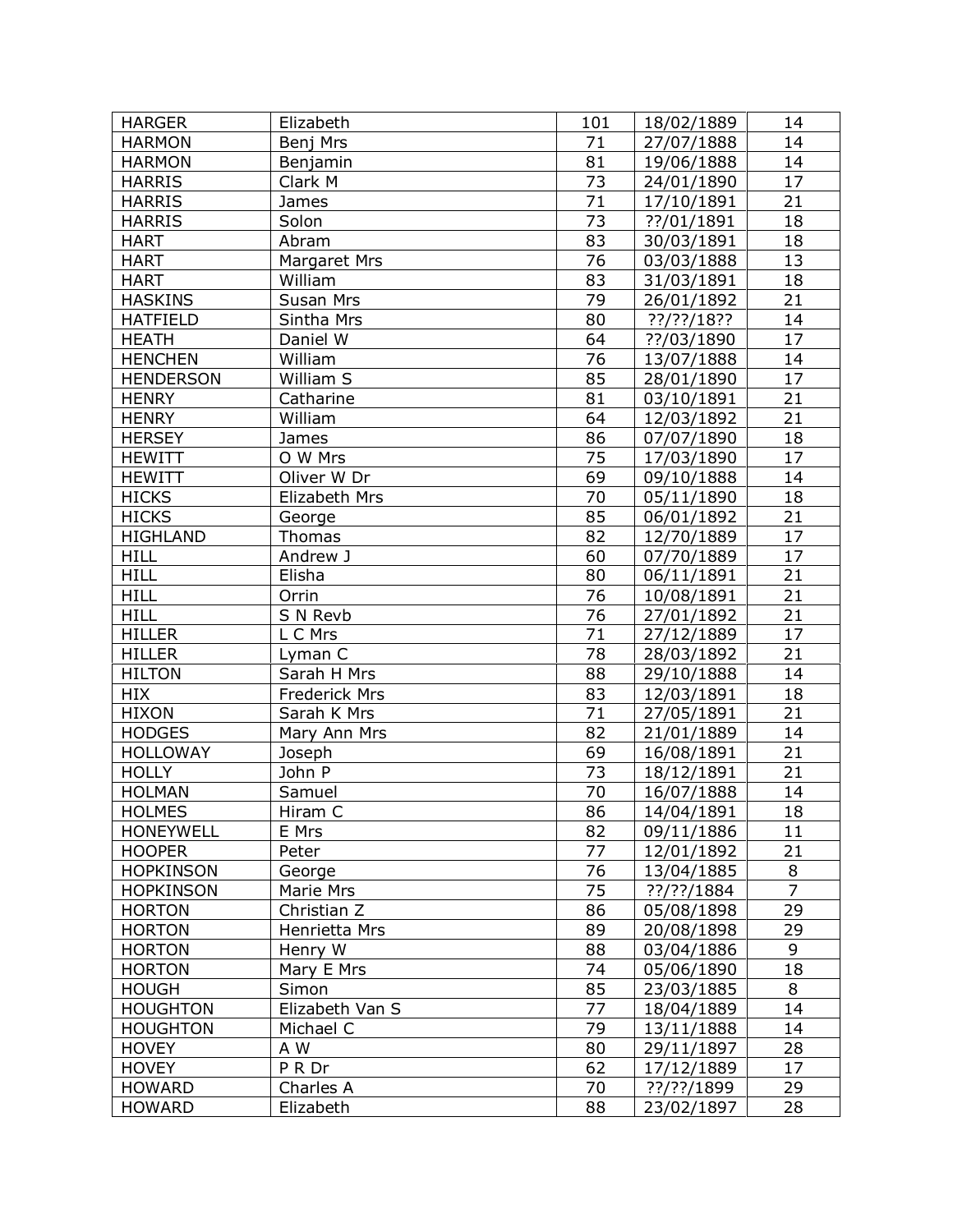| HARGER | Elizabeth | 101 | 18/02/1889 | 14 |
|---|---|---|---|---|
| HARMON | Benj Mrs | 71 | 27/07/1888 | 14 |
| HARMON | Benjamin | 81 | 19/06/1888 | 14 |
| HARRIS | Clark M | 73 | 24/01/1890 | 17 |
| HARRIS | James | 71 | 17/10/1891 | 21 |
| HARRIS | Solon | 73 | ??/01/1891 | 18 |
| HART | Abram | 83 | 30/03/1891 | 18 |
| HART | Margaret Mrs | 76 | 03/03/1888 | 13 |
| HART | William | 83 | 31/03/1891 | 18 |
| HASKINS | Susan Mrs | 79 | 26/01/1892 | 21 |
| HATFIELD | Sintha Mrs | 80 | ??/??/18?? | 14 |
| HEATH | Daniel W | 64 | ??/03/1890 | 17 |
| HENCHEN | William | 76 | 13/07/1888 | 14 |
| HENDERSON | William S | 85 | 28/01/1890 | 17 |
| HENRY | Catharine | 81 | 03/10/1891 | 21 |
| HENRY | William | 64 | 12/03/1892 | 21 |
| HERSEY | James | 86 | 07/07/1890 | 18 |
| HEWITT | O W Mrs | 75 | 17/03/1890 | 17 |
| HEWITT | Oliver W Dr | 69 | 09/10/1888 | 14 |
| HICKS | Elizabeth Mrs | 70 | 05/11/1890 | 18 |
| HICKS | George | 85 | 06/01/1892 | 21 |
| HIGHLAND | Thomas | 82 | 12/70/1889 | 17 |
| HILL | Andrew J | 60 | 07/70/1889 | 17 |
| HILL | Elisha | 80 | 06/11/1891 | 21 |
| HILL | Orrin | 76 | 10/08/1891 | 21 |
| HILL | S N Revb | 76 | 27/01/1892 | 21 |
| HILLER | L C Mrs | 71 | 27/12/1889 | 17 |
| HILLER | Lyman C | 78 | 28/03/1892 | 21 |
| HILTON | Sarah H Mrs | 88 | 29/10/1888 | 14 |
| HIX | Frederick Mrs | 83 | 12/03/1891 | 18 |
| HIXON | Sarah K Mrs | 71 | 27/05/1891 | 21 |
| HODGES | Mary Ann Mrs | 82 | 21/01/1889 | 14 |
| HOLLOWAY | Joseph | 69 | 16/08/1891 | 21 |
| HOLLY | John P | 73 | 18/12/1891 | 21 |
| HOLMAN | Samuel | 70 | 16/07/1888 | 14 |
| HOLMES | Hiram C | 86 | 14/04/1891 | 18 |
| HONEYWELL | E Mrs | 82 | 09/11/1886 | 11 |
| HOOPER | Peter | 77 | 12/01/1892 | 21 |
| HOPKINSON | George | 76 | 13/04/1885 | 8 |
| HOPKINSON | Marie Mrs | 75 | ??/??/1884 | 7 |
| HORTON | Christian Z | 86 | 05/08/1898 | 29 |
| HORTON | Henrietta Mrs | 89 | 20/08/1898 | 29 |
| HORTON | Henry W | 88 | 03/04/1886 | 9 |
| HORTON | Mary E Mrs | 74 | 05/06/1890 | 18 |
| HOUGH | Simon | 85 | 23/03/1885 | 8 |
| HOUGHTON | Elizabeth Van S | 77 | 18/04/1889 | 14 |
| HOUGHTON | Michael C | 79 | 13/11/1888 | 14 |
| HOVEY | A W | 80 | 29/11/1897 | 28 |
| HOVEY | P R Dr | 62 | 17/12/1889 | 17 |
| HOWARD | Charles A | 70 | ??/??/1899 | 29 |
| HOWARD | Elizabeth | 88 | 23/02/1897 | 28 |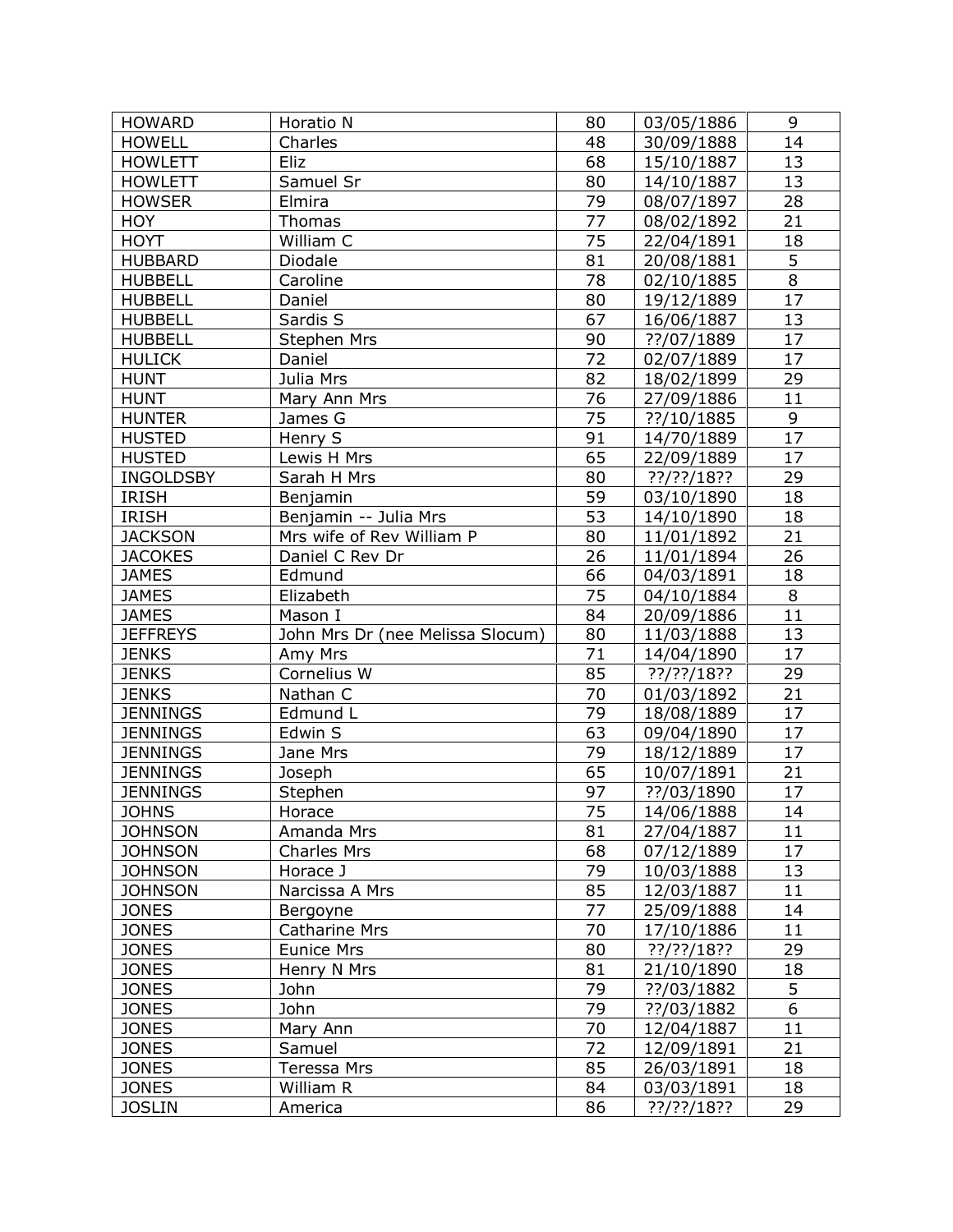| HOWARD | Horatio N | 80 | 03/05/1886 | 9 |
|---|---|---|---|---|
| HOWELL | Charles | 48 | 30/09/1888 | 14 |
| HOWLETT | Eliz | 68 | 15/10/1887 | 13 |
| HOWLETT | Samuel Sr | 80 | 14/10/1887 | 13 |
| HOWSER | Elmira | 79 | 08/07/1897 | 28 |
| HOY | Thomas | 77 | 08/02/1892 | 21 |
| HOYT | William C | 75 | 22/04/1891 | 18 |
| HUBBARD | Diodale | 81 | 20/08/1881 | 5 |
| HUBBELL | Caroline | 78 | 02/10/1885 | 8 |
| HUBBELL | Daniel | 80 | 19/12/1889 | 17 |
| HUBBELL | Sardis S | 67 | 16/06/1887 | 13 |
| HUBBELL | Stephen Mrs | 90 | ??/07/1889 | 17 |
| HULICK | Daniel | 72 | 02/07/1889 | 17 |
| HUNT | Julia Mrs | 82 | 18/02/1899 | 29 |
| HUNT | Mary Ann Mrs | 76 | 27/09/1886 | 11 |
| HUNTER | James G | 75 | ??/10/1885 | 9 |
| HUSTED | Henry S | 91 | 14/70/1889 | 17 |
| HUSTED | Lewis H Mrs | 65 | 22/09/1889 | 17 |
| INGOLDSBY | Sarah H Mrs | 80 | ??/??/18?? | 29 |
| IRISH | Benjamin | 59 | 03/10/1890 | 18 |
| IRISH | Benjamin -- Julia Mrs | 53 | 14/10/1890 | 18 |
| JACKSON | Mrs wife of Rev William P | 80 | 11/01/1892 | 21 |
| JACOKES | Daniel C Rev Dr | 26 | 11/01/1894 | 26 |
| JAMES | Edmund | 66 | 04/03/1891 | 18 |
| JAMES | Elizabeth | 75 | 04/10/1884 | 8 |
| JAMES | Mason I | 84 | 20/09/1886 | 11 |
| JEFFREYS | John Mrs Dr (nee Melissa Slocum) | 80 | 11/03/1888 | 13 |
| JENKS | Amy Mrs | 71 | 14/04/1890 | 17 |
| JENKS | Cornelius W | 85 | ??/??/18?? | 29 |
| JENKS | Nathan C | 70 | 01/03/1892 | 21 |
| JENNINGS | Edmund L | 79 | 18/08/1889 | 17 |
| JENNINGS | Edwin S | 63 | 09/04/1890 | 17 |
| JENNINGS | Jane Mrs | 79 | 18/12/1889 | 17 |
| JENNINGS | Joseph | 65 | 10/07/1891 | 21 |
| JENNINGS | Stephen | 97 | ??/03/1890 | 17 |
| JOHNS | Horace | 75 | 14/06/1888 | 14 |
| JOHNSON | Amanda Mrs | 81 | 27/04/1887 | 11 |
| JOHNSON | Charles Mrs | 68 | 07/12/1889 | 17 |
| JOHNSON | Horace J | 79 | 10/03/1888 | 13 |
| JOHNSON | Narcissa A Mrs | 85 | 12/03/1887 | 11 |
| JONES | Bergoyne | 77 | 25/09/1888 | 14 |
| JONES | Catharine Mrs | 70 | 17/10/1886 | 11 |
| JONES | Eunice Mrs | 80 | ??/??/18?? | 29 |
| JONES | Henry N Mrs | 81 | 21/10/1890 | 18 |
| JONES | John | 79 | ??/03/1882 | 5 |
| JONES | John | 79 | ??/03/1882 | 6 |
| JONES | Mary Ann | 70 | 12/04/1887 | 11 |
| JONES | Samuel | 72 | 12/09/1891 | 21 |
| JONES | Teressa Mrs | 85 | 26/03/1891 | 18 |
| JONES | William R | 84 | 03/03/1891 | 18 |
| JOSLIN | America | 86 | ??/??/18?? | 29 |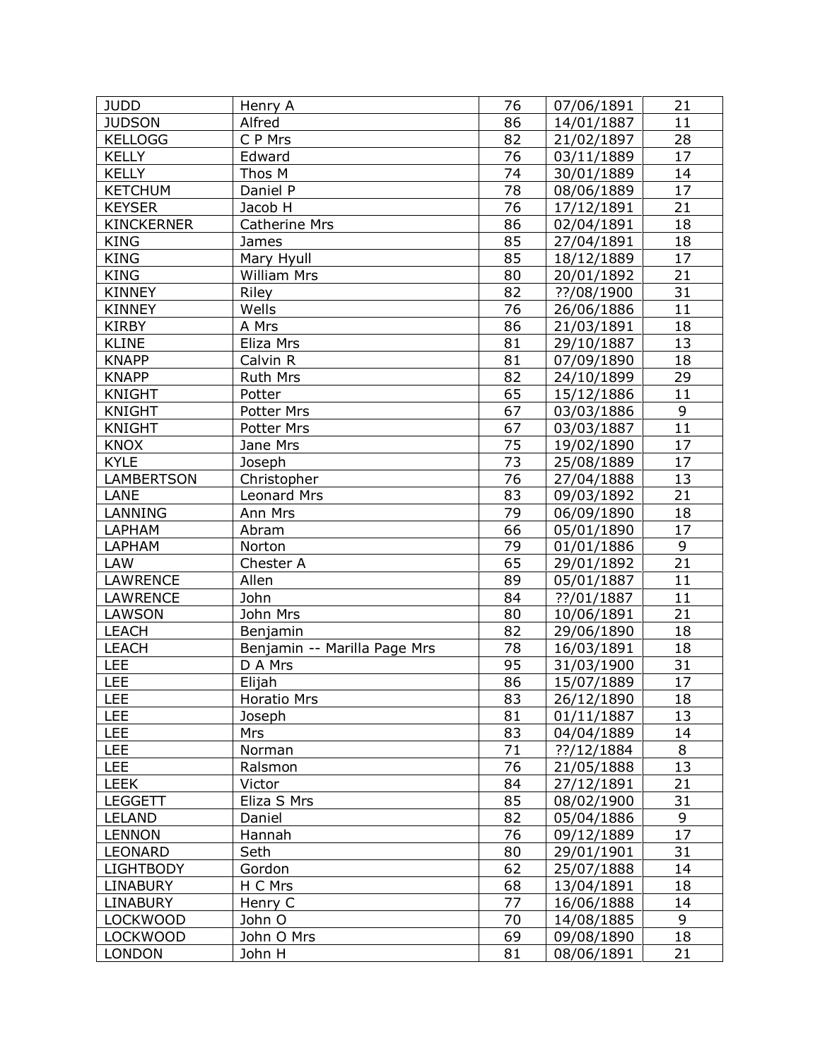| | | | | |
|---|---|---|---|---|
| JUDD | Henry A | 76 | 07/06/1891 | 21 |
| JUDSON | Alfred | 86 | 14/01/1887 | 11 |
| KELLOGG | C P Mrs | 82 | 21/02/1897 | 28 |
| KELLY | Edward | 76 | 03/11/1889 | 17 |
| KELLY | Thos M | 74 | 30/01/1889 | 14 |
| KETCHUM | Daniel P | 78 | 08/06/1889 | 17 |
| KEYSER | Jacob H | 76 | 17/12/1891 | 21 |
| KINCKERNER | Catherine Mrs | 86 | 02/04/1891 | 18 |
| KING | James | 85 | 27/04/1891 | 18 |
| KING | Mary Hyull | 85 | 18/12/1889 | 17 |
| KING | William Mrs | 80 | 20/01/1892 | 21 |
| KINNEY | Riley | 82 | ??/08/1900 | 31 |
| KINNEY | Wells | 76 | 26/06/1886 | 11 |
| KIRBY | A Mrs | 86 | 21/03/1891 | 18 |
| KLINE | Eliza Mrs | 81 | 29/10/1887 | 13 |
| KNAPP | Calvin R | 81 | 07/09/1890 | 18 |
| KNAPP | Ruth Mrs | 82 | 24/10/1899 | 29 |
| KNIGHT | Potter | 65 | 15/12/1886 | 11 |
| KNIGHT | Potter Mrs | 67 | 03/03/1886 | 9 |
| KNIGHT | Potter Mrs | 67 | 03/03/1887 | 11 |
| KNOX | Jane Mrs | 75 | 19/02/1890 | 17 |
| KYLE | Joseph | 73 | 25/08/1889 | 17 |
| LAMBERTSON | Christopher | 76 | 27/04/1888 | 13 |
| LANE | Leonard Mrs | 83 | 09/03/1892 | 21 |
| LANNING | Ann Mrs | 79 | 06/09/1890 | 18 |
| LAPHAM | Abram | 66 | 05/01/1890 | 17 |
| LAPHAM | Norton | 79 | 01/01/1886 | 9 |
| LAW | Chester A | 65 | 29/01/1892 | 21 |
| LAWRENCE | Allen | 89 | 05/01/1887 | 11 |
| LAWRENCE | John | 84 | ??/01/1887 | 11 |
| LAWSON | John Mrs | 80 | 10/06/1891 | 21 |
| LEACH | Benjamin | 82 | 29/06/1890 | 18 |
| LEACH | Benjamin -- Marilla Page Mrs | 78 | 16/03/1891 | 18 |
| LEE | D A Mrs | 95 | 31/03/1900 | 31 |
| LEE | Elijah | 86 | 15/07/1889 | 17 |
| LEE | Horatio Mrs | 83 | 26/12/1890 | 18 |
| LEE | Joseph | 81 | 01/11/1887 | 13 |
| LEE | Mrs | 83 | 04/04/1889 | 14 |
| LEE | Norman | 71 | ??/12/1884 | 8 |
| LEE | Ralsmon | 76 | 21/05/1888 | 13 |
| LEEK | Victor | 84 | 27/12/1891 | 21 |
| LEGGETT | Eliza S Mrs | 85 | 08/02/1900 | 31 |
| LELAND | Daniel | 82 | 05/04/1886 | 9 |
| LENNON | Hannah | 76 | 09/12/1889 | 17 |
| LEONARD | Seth | 80 | 29/01/1901 | 31 |
| LIGHTBODY | Gordon | 62 | 25/07/1888 | 14 |
| LINABURY | H C Mrs | 68 | 13/04/1891 | 18 |
| LINABURY | Henry C | 77 | 16/06/1888 | 14 |
| LOCKWOOD | John O | 70 | 14/08/1885 | 9 |
| LOCKWOOD | John O Mrs | 69 | 09/08/1890 | 18 |
| LONDON | John H | 81 | 08/06/1891 | 21 |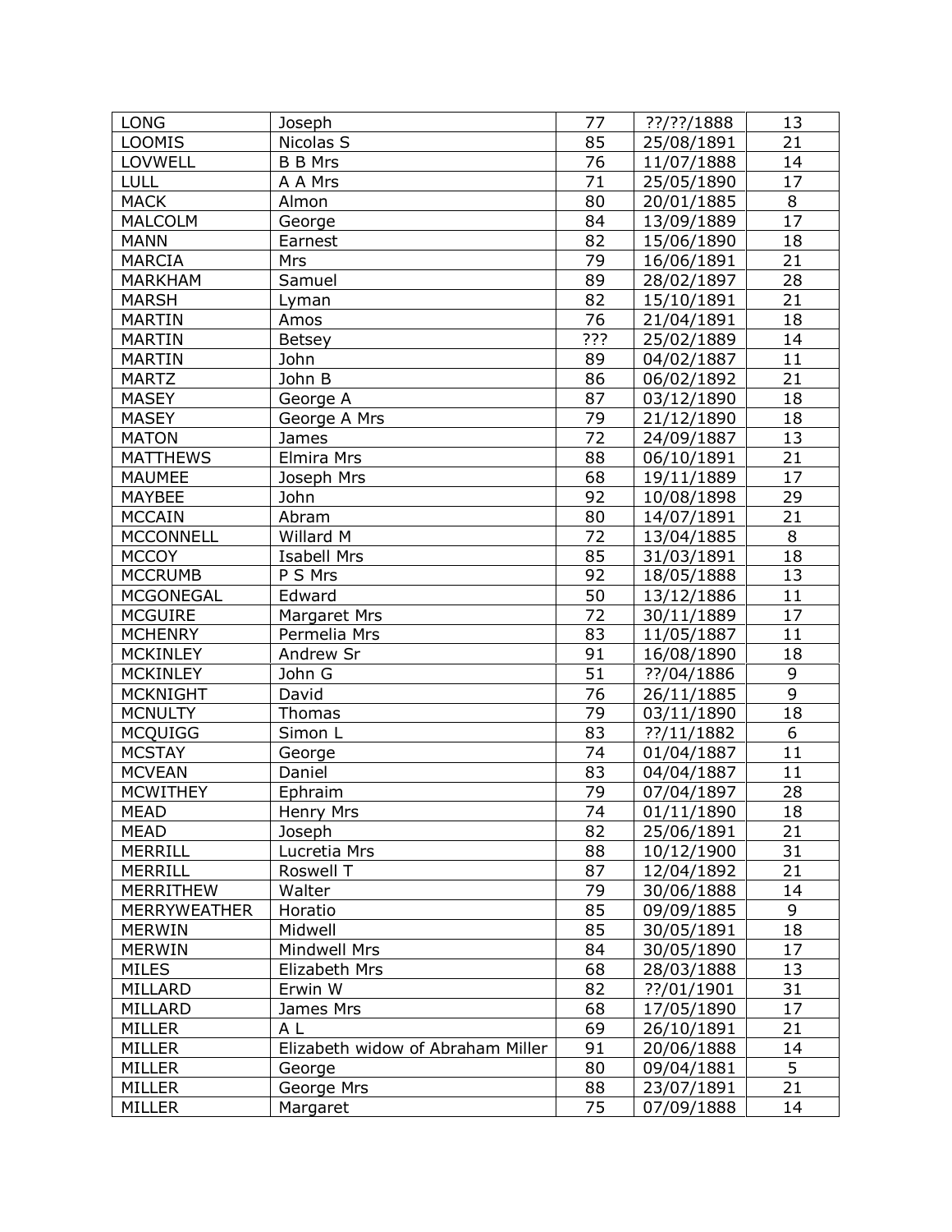| LONG | Joseph | 77 | ??/??/1888 | 13 |
|---|---|---|---|---|
| LOOMIS | Nicolas S | 85 | 25/08/1891 | 21 |
| LOVWELL | B B Mrs | 76 | 11/07/1888 | 14 |
| LULL | A A Mrs | 71 | 25/05/1890 | 17 |
| MACK | Almon | 80 | 20/01/1885 | 8 |
| MALCOLM | George | 84 | 13/09/1889 | 17 |
| MANN | Earnest | 82 | 15/06/1890 | 18 |
| MARCIA | Mrs | 79 | 16/06/1891 | 21 |
| MARKHAM | Samuel | 89 | 28/02/1897 | 28 |
| MARSH | Lyman | 82 | 15/10/1891 | 21 |
| MARTIN | Amos | 76 | 21/04/1891 | 18 |
| MARTIN | Betsey | ??? | 25/02/1889 | 14 |
| MARTIN | John | 89 | 04/02/1887 | 11 |
| MARTZ | John B | 86 | 06/02/1892 | 21 |
| MASEY | George A | 87 | 03/12/1890 | 18 |
| MASEY | George A Mrs | 79 | 21/12/1890 | 18 |
| MATON | James | 72 | 24/09/1887 | 13 |
| MATTHEWS | Elmira Mrs | 88 | 06/10/1891 | 21 |
| MAUMEE | Joseph Mrs | 68 | 19/11/1889 | 17 |
| MAYBEE | John | 92 | 10/08/1898 | 29 |
| MCCAIN | Abram | 80 | 14/07/1891 | 21 |
| MCCONNELL | Willard M | 72 | 13/04/1885 | 8 |
| MCCOY | Isabell Mrs | 85 | 31/03/1891 | 18 |
| MCCRUMB | P S Mrs | 92 | 18/05/1888 | 13 |
| MCGONEGAL | Edward | 50 | 13/12/1886 | 11 |
| MCGUIRE | Margaret Mrs | 72 | 30/11/1889 | 17 |
| MCHENRY | Permelia Mrs | 83 | 11/05/1887 | 11 |
| MCKINLEY | Andrew Sr | 91 | 16/08/1890 | 18 |
| MCKINLEY | John G | 51 | ??/04/1886 | 9 |
| MCKNIGHT | David | 76 | 26/11/1885 | 9 |
| MCNULTY | Thomas | 79 | 03/11/1890 | 18 |
| MCQUIGG | Simon L | 83 | ??/11/1882 | 6 |
| MCSTAY | George | 74 | 01/04/1887 | 11 |
| MCVEAN | Daniel | 83 | 04/04/1887 | 11 |
| MCWITHEY | Ephraim | 79 | 07/04/1897 | 28 |
| MEAD | Henry Mrs | 74 | 01/11/1890 | 18 |
| MEAD | Joseph | 82 | 25/06/1891 | 21 |
| MERRILL | Lucretia Mrs | 88 | 10/12/1900 | 31 |
| MERRILL | Roswell T | 87 | 12/04/1892 | 21 |
| MERRITHEW | Walter | 79 | 30/06/1888 | 14 |
| MERRYWEATHER | Horatio | 85 | 09/09/1885 | 9 |
| MERWIN | Midwell | 85 | 30/05/1891 | 18 |
| MERWIN | Mindwell Mrs | 84 | 30/05/1890 | 17 |
| MILES | Elizabeth Mrs | 68 | 28/03/1888 | 13 |
| MILLARD | Erwin W | 82 | ??/01/1901 | 31 |
| MILLARD | James Mrs | 68 | 17/05/1890 | 17 |
| MILLER | A L | 69 | 26/10/1891 | 21 |
| MILLER | Elizabeth widow of Abraham Miller | 91 | 20/06/1888 | 14 |
| MILLER | George | 80 | 09/04/1881 | 5 |
| MILLER | George Mrs | 88 | 23/07/1891 | 21 |
| MILLER | Margaret | 75 | 07/09/1888 | 14 |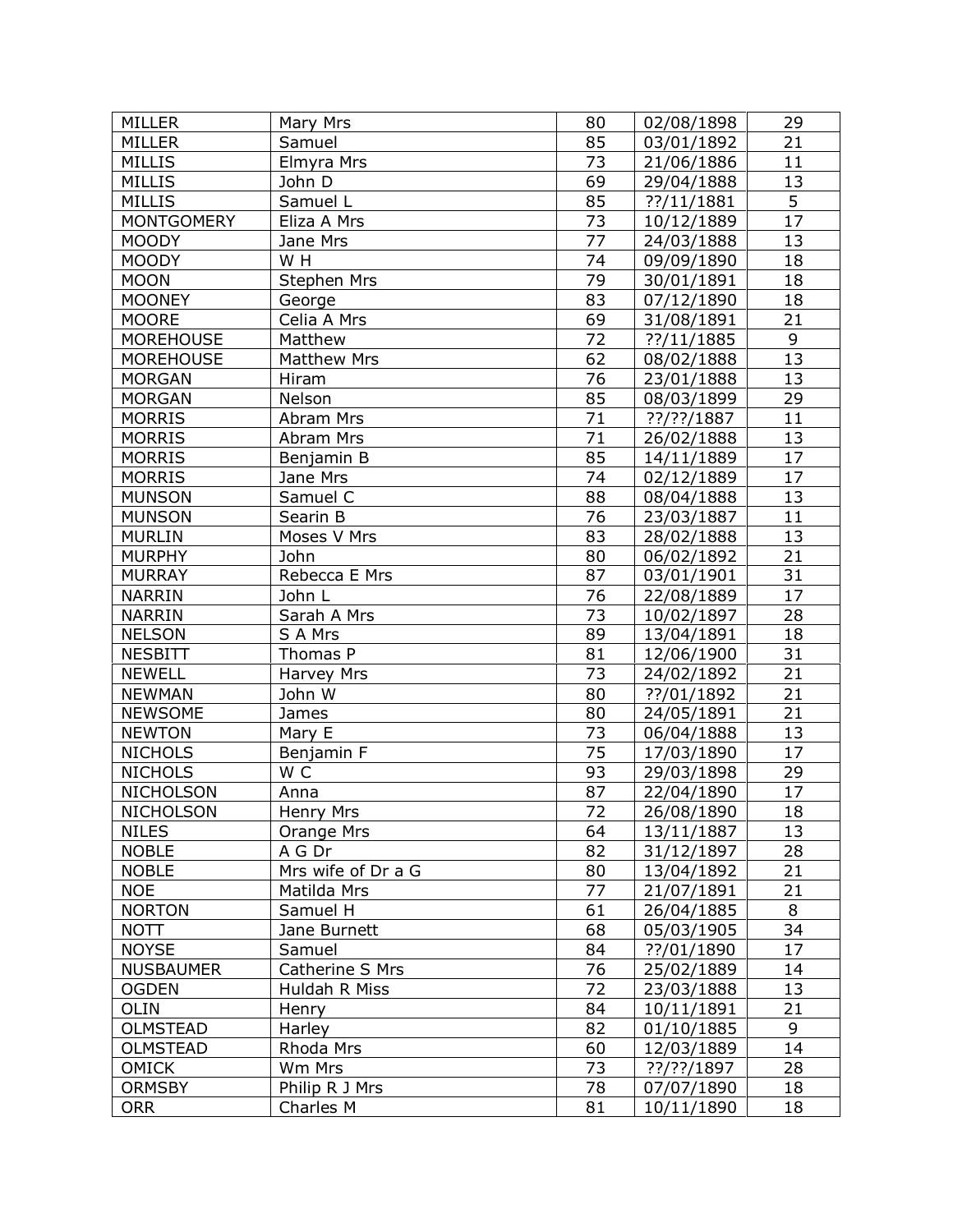| MILLER | Mary Mrs | 80 | 02/08/1898 | 29 |
|---|---|---|---|---|
| MILLER | Samuel | 85 | 03/01/1892 | 21 |
| MILLIS | Elmyra Mrs | 73 | 21/06/1886 | 11 |
| MILLIS | John D | 69 | 29/04/1888 | 13 |
| MILLIS | Samuel L | 85 | ??/11/1881 | 5 |
| MONTGOMERY | Eliza A Mrs | 73 | 10/12/1889 | 17 |
| MOODY | Jane Mrs | 77 | 24/03/1888 | 13 |
| MOODY | W H | 74 | 09/09/1890 | 18 |
| MOON | Stephen Mrs | 79 | 30/01/1891 | 18 |
| MOONEY | George | 83 | 07/12/1890 | 18 |
| MOORE | Celia A Mrs | 69 | 31/08/1891 | 21 |
| MOREHOUSE | Matthew | 72 | ??/11/1885 | 9 |
| MOREHOUSE | Matthew Mrs | 62 | 08/02/1888 | 13 |
| MORGAN | Hiram | 76 | 23/01/1888 | 13 |
| MORGAN | Nelson | 85 | 08/03/1899 | 29 |
| MORRIS | Abram Mrs | 71 | ??/??/1887 | 11 |
| MORRIS | Abram Mrs | 71 | 26/02/1888 | 13 |
| MORRIS | Benjamin B | 85 | 14/11/1889 | 17 |
| MORRIS | Jane Mrs | 74 | 02/12/1889 | 17 |
| MUNSON | Samuel C | 88 | 08/04/1888 | 13 |
| MUNSON | Searin B | 76 | 23/03/1887 | 11 |
| MURLIN | Moses V Mrs | 83 | 28/02/1888 | 13 |
| MURPHY | John | 80 | 06/02/1892 | 21 |
| MURRAY | Rebecca E Mrs | 87 | 03/01/1901 | 31 |
| NARRIN | John L | 76 | 22/08/1889 | 17 |
| NARRIN | Sarah A Mrs | 73 | 10/02/1897 | 28 |
| NELSON | S A Mrs | 89 | 13/04/1891 | 18 |
| NESBITT | Thomas P | 81 | 12/06/1900 | 31 |
| NEWELL | Harvey Mrs | 73 | 24/02/1892 | 21 |
| NEWMAN | John W | 80 | ??/01/1892 | 21 |
| NEWSOME | James | 80 | 24/05/1891 | 21 |
| NEWTON | Mary E | 73 | 06/04/1888 | 13 |
| NICHOLS | Benjamin F | 75 | 17/03/1890 | 17 |
| NICHOLS | W C | 93 | 29/03/1898 | 29 |
| NICHOLSON | Anna | 87 | 22/04/1890 | 17 |
| NICHOLSON | Henry Mrs | 72 | 26/08/1890 | 18 |
| NILES | Orange Mrs | 64 | 13/11/1887 | 13 |
| NOBLE | A G Dr | 82 | 31/12/1897 | 28 |
| NOBLE | Mrs wife of Dr a G | 80 | 13/04/1892 | 21 |
| NOE | Matilda Mrs | 77 | 21/07/1891 | 21 |
| NORTON | Samuel H | 61 | 26/04/1885 | 8 |
| NOTT | Jane Burnett | 68 | 05/03/1905 | 34 |
| NOYSE | Samuel | 84 | ??/01/1890 | 17 |
| NUSBAUMER | Catherine S Mrs | 76 | 25/02/1889 | 14 |
| OGDEN | Huldah R Miss | 72 | 23/03/1888 | 13 |
| OLIN | Henry | 84 | 10/11/1891 | 21 |
| OLMSTEAD | Harley | 82 | 01/10/1885 | 9 |
| OLMSTEAD | Rhoda Mrs | 60 | 12/03/1889 | 14 |
| OMICK | Wm Mrs | 73 | ??/??/1897 | 28 |
| ORMSBY | Philip R J Mrs | 78 | 07/07/1890 | 18 |
| ORR | Charles M | 81 | 10/11/1890 | 18 |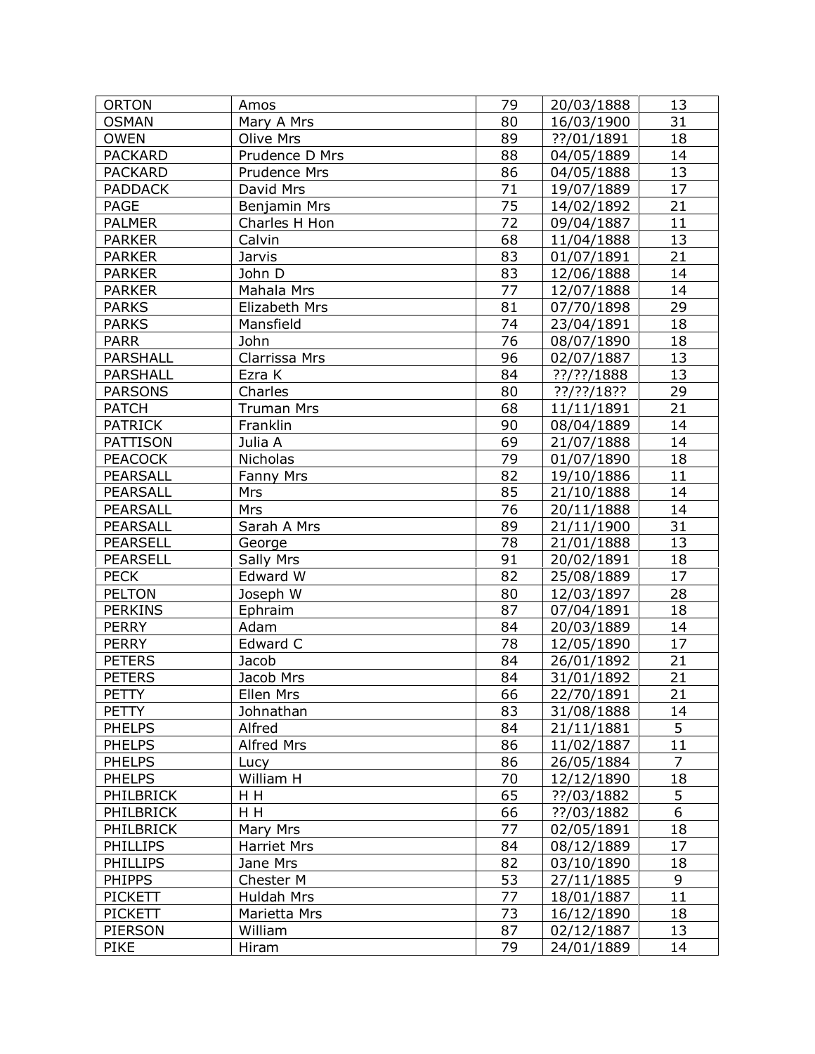| ORTON | Amos | 79 | 20/03/1888 | 13 |
|---|---|---|---|---|
| OSMAN | Mary A Mrs | 80 | 16/03/1900 | 31 |
| OWEN | Olive Mrs | 89 | ??/01/1891 | 18 |
| PACKARD | Prudence D Mrs | 88 | 04/05/1889 | 14 |
| PACKARD | Prudence Mrs | 86 | 04/05/1888 | 13 |
| PADDACK | David Mrs | 71 | 19/07/1889 | 17 |
| PAGE | Benjamin Mrs | 75 | 14/02/1892 | 21 |
| PALMER | Charles H Hon | 72 | 09/04/1887 | 11 |
| PARKER | Calvin | 68 | 11/04/1888 | 13 |
| PARKER | Jarvis | 83 | 01/07/1891 | 21 |
| PARKER | John D | 83 | 12/06/1888 | 14 |
| PARKER | Mahala Mrs | 77 | 12/07/1888 | 14 |
| PARKS | Elizabeth Mrs | 81 | 07/70/1898 | 29 |
| PARKS | Mansfield | 74 | 23/04/1891 | 18 |
| PARR | John | 76 | 08/07/1890 | 18 |
| PARSHALL | Clarrissa Mrs | 96 | 02/07/1887 | 13 |
| PARSHALL | Ezra K | 84 | ??/??/1888 | 13 |
| PARSONS | Charles | 80 | ??/??/18?? | 29 |
| PATCH | Truman Mrs | 68 | 11/11/1891 | 21 |
| PATRICK | Franklin | 90 | 08/04/1889 | 14 |
| PATTISON | Julia A | 69 | 21/07/1888 | 14 |
| PEACOCK | Nicholas | 79 | 01/07/1890 | 18 |
| PEARSALL | Fanny Mrs | 82 | 19/10/1886 | 11 |
| PEARSALL | Mrs | 85 | 21/10/1888 | 14 |
| PEARSALL | Mrs | 76 | 20/11/1888 | 14 |
| PEARSALL | Sarah A Mrs | 89 | 21/11/1900 | 31 |
| PEARSELL | George | 78 | 21/01/1888 | 13 |
| PEARSELL | Sally Mrs | 91 | 20/02/1891 | 18 |
| PECK | Edward W | 82 | 25/08/1889 | 17 |
| PELTON | Joseph W | 80 | 12/03/1897 | 28 |
| PERKINS | Ephraim | 87 | 07/04/1891 | 18 |
| PERRY | Adam | 84 | 20/03/1889 | 14 |
| PERRY | Edward C | 78 | 12/05/1890 | 17 |
| PETERS | Jacob | 84 | 26/01/1892 | 21 |
| PETERS | Jacob Mrs | 84 | 31/01/1892 | 21 |
| PETTY | Ellen Mrs | 66 | 22/70/1891 | 21 |
| PETTY | Johnathan | 83 | 31/08/1888 | 14 |
| PHELPS | Alfred | 84 | 21/11/1881 | 5 |
| PHELPS | Alfred Mrs | 86 | 11/02/1887 | 11 |
| PHELPS | Lucy | 86 | 26/05/1884 | 7 |
| PHELPS | William H | 70 | 12/12/1890 | 18 |
| PHILBRICK | H H | 65 | ??/03/1882 | 5 |
| PHILBRICK | H H | 66 | ??/03/1882 | 6 |
| PHILBRICK | Mary Mrs | 77 | 02/05/1891 | 18 |
| PHILLIPS | Harriet Mrs | 84 | 08/12/1889 | 17 |
| PHILLIPS | Jane Mrs | 82 | 03/10/1890 | 18 |
| PHIPPS | Chester M | 53 | 27/11/1885 | 9 |
| PICKETT | Huldah Mrs | 77 | 18/01/1887 | 11 |
| PICKETT | Marietta Mrs | 73 | 16/12/1890 | 18 |
| PIERSON | William | 87 | 02/12/1887 | 13 |
| PIKE | Hiram | 79 | 24/01/1889 | 14 |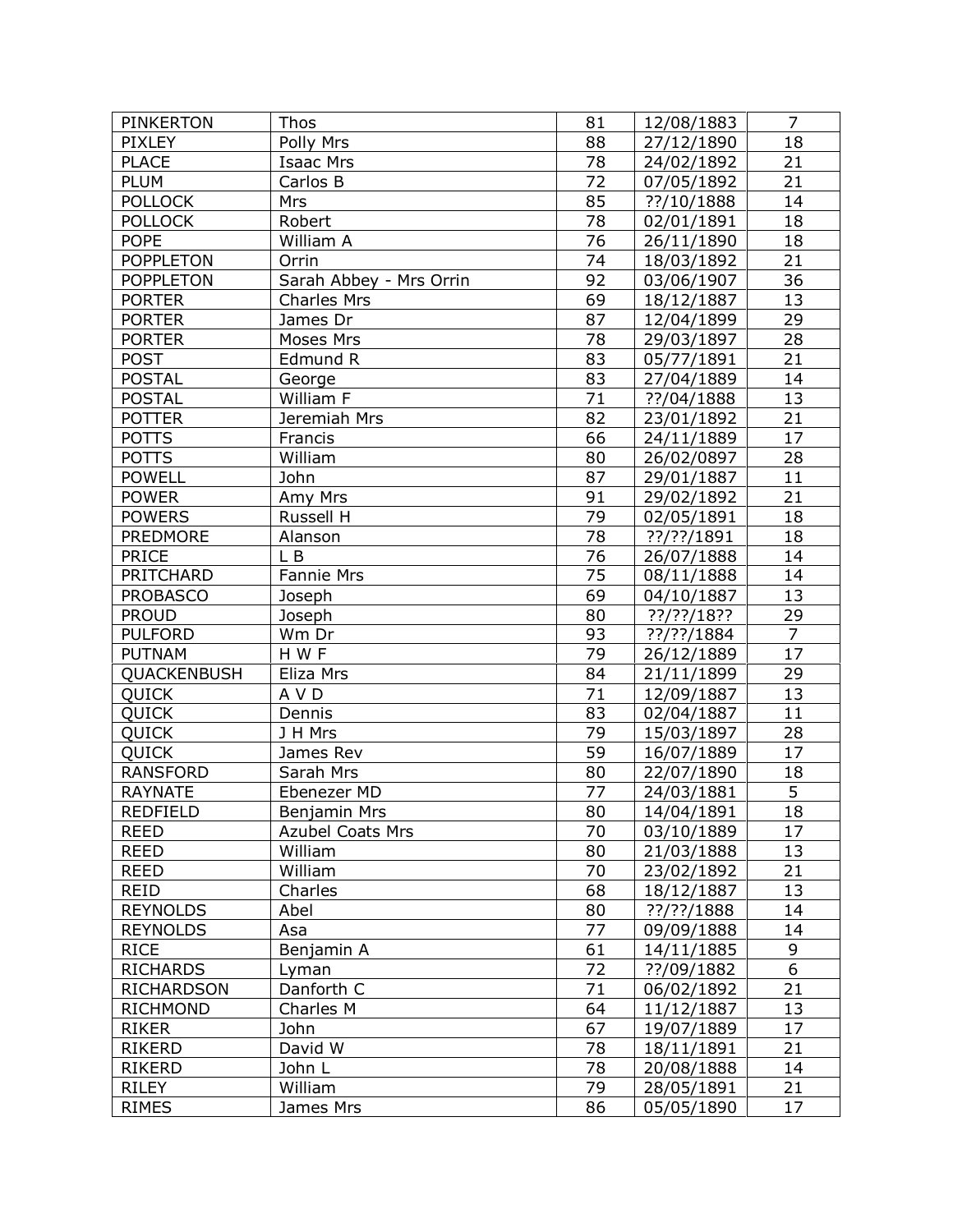| PINKERTON | Thos | 81 | 12/08/1883 | 7 |
|---|---|---|---|---|
| PIXLEY | Polly Mrs | 88 | 27/12/1890 | 18 |
| PLACE | Isaac Mrs | 78 | 24/02/1892 | 21 |
| PLUM | Carlos B | 72 | 07/05/1892 | 21 |
| POLLOCK | Mrs | 85 | ??/10/1888 | 14 |
| POLLOCK | Robert | 78 | 02/01/1891 | 18 |
| POPE | William A | 76 | 26/11/1890 | 18 |
| POPPLETON | Orrin | 74 | 18/03/1892 | 21 |
| POPPLETON | Sarah Abbey - Mrs Orrin | 92 | 03/06/1907 | 36 |
| PORTER | Charles Mrs | 69 | 18/12/1887 | 13 |
| PORTER | James Dr | 87 | 12/04/1899 | 29 |
| PORTER | Moses Mrs | 78 | 29/03/1897 | 28 |
| POST | Edmund R | 83 | 05/77/1891 | 21 |
| POSTAL | George | 83 | 27/04/1889 | 14 |
| POSTAL | William F | 71 | ??/04/1888 | 13 |
| POTTER | Jeremiah Mrs | 82 | 23/01/1892 | 21 |
| POTTS | Francis | 66 | 24/11/1889 | 17 |
| POTTS | William | 80 | 26/02/0897 | 28 |
| POWELL | John | 87 | 29/01/1887 | 11 |
| POWER | Amy Mrs | 91 | 29/02/1892 | 21 |
| POWERS | Russell H | 79 | 02/05/1891 | 18 |
| PREDMORE | Alanson | 78 | ??/??/1891 | 18 |
| PRICE | L B | 76 | 26/07/1888 | 14 |
| PRITCHARD | Fannie Mrs | 75 | 08/11/1888 | 14 |
| PROBASCO | Joseph | 69 | 04/10/1887 | 13 |
| PROUD | Joseph | 80 | ??/??/18?? | 29 |
| PULFORD | Wm Dr | 93 | ??/??/1884 | 7 |
| PUTNAM | H W F | 79 | 26/12/1889 | 17 |
| QUACKENBUSH | Eliza Mrs | 84 | 21/11/1899 | 29 |
| QUICK | A V D | 71 | 12/09/1887 | 13 |
| QUICK | Dennis | 83 | 02/04/1887 | 11 |
| QUICK | J H Mrs | 79 | 15/03/1897 | 28 |
| QUICK | James Rev | 59 | 16/07/1889 | 17 |
| RANSFORD | Sarah Mrs | 80 | 22/07/1890 | 18 |
| RAYNATE | Ebenezer MD | 77 | 24/03/1881 | 5 |
| REDFIELD | Benjamin Mrs | 80 | 14/04/1891 | 18 |
| REED | Azubel Coats Mrs | 70 | 03/10/1889 | 17 |
| REED | William | 80 | 21/03/1888 | 13 |
| REED | William | 70 | 23/02/1892 | 21 |
| REID | Charles | 68 | 18/12/1887 | 13 |
| REYNOLDS | Abel | 80 | ??/??/1888 | 14 |
| REYNOLDS | Asa | 77 | 09/09/1888 | 14 |
| RICE | Benjamin A | 61 | 14/11/1885 | 9 |
| RICHARDS | Lyman | 72 | ??/09/1882 | 6 |
| RICHARDSON | Danforth C | 71 | 06/02/1892 | 21 |
| RICHMOND | Charles M | 64 | 11/12/1887 | 13 |
| RIKER | John | 67 | 19/07/1889 | 17 |
| RIKERD | David W | 78 | 18/11/1891 | 21 |
| RIKERD | John L | 78 | 20/08/1888 | 14 |
| RILEY | William | 79 | 28/05/1891 | 21 |
| RIMES | James Mrs | 86 | 05/05/1890 | 17 |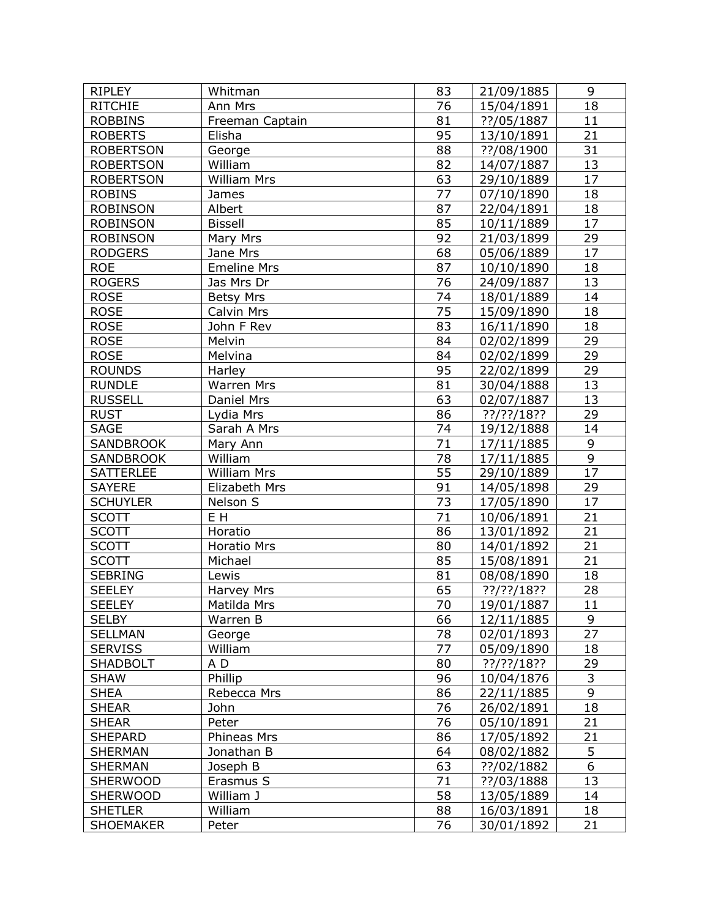| RIPLEY | Whitman | 83 | 21/09/1885 | 9 |
|---|---|---|---|---|
| RITCHIE | Ann Mrs | 76 | 15/04/1891 | 18 |
| ROBBINS | Freeman Captain | 81 | ??/05/1887 | 11 |
| ROBERTS | Elisha | 95 | 13/10/1891 | 21 |
| ROBERTSON | George | 88 | ??/08/1900 | 31 |
| ROBERTSON | William | 82 | 14/07/1887 | 13 |
| ROBERTSON | William Mrs | 63 | 29/10/1889 | 17 |
| ROBINS | James | 77 | 07/10/1890 | 18 |
| ROBINSON | Albert | 87 | 22/04/1891 | 18 |
| ROBINSON | Bissell | 85 | 10/11/1889 | 17 |
| ROBINSON | Mary Mrs | 92 | 21/03/1899 | 29 |
| RODGERS | Jane Mrs | 68 | 05/06/1889 | 17 |
| ROE | Emeline Mrs | 87 | 10/10/1890 | 18 |
| ROGERS | Jas Mrs Dr | 76 | 24/09/1887 | 13 |
| ROSE | Betsy Mrs | 74 | 18/01/1889 | 14 |
| ROSE | Calvin Mrs | 75 | 15/09/1890 | 18 |
| ROSE | John F Rev | 83 | 16/11/1890 | 18 |
| ROSE | Melvin | 84 | 02/02/1899 | 29 |
| ROSE | Melvina | 84 | 02/02/1899 | 29 |
| ROUNDS | Harley | 95 | 22/02/1899 | 29 |
| RUNDLE | Warren Mrs | 81 | 30/04/1888 | 13 |
| RUSSELL | Daniel Mrs | 63 | 02/07/1887 | 13 |
| RUST | Lydia Mrs | 86 | ??/??/18?? | 29 |
| SAGE | Sarah A Mrs | 74 | 19/12/1888 | 14 |
| SANDBROOK | Mary Ann | 71 | 17/11/1885 | 9 |
| SANDBROOK | William | 78 | 17/11/1885 | 9 |
| SATTERLEE | William Mrs | 55 | 29/10/1889 | 17 |
| SAYERE | Elizabeth Mrs | 91 | 14/05/1898 | 29 |
| SCHUYLER | Nelson S | 73 | 17/05/1890 | 17 |
| SCOTT | E H | 71 | 10/06/1891 | 21 |
| SCOTT | Horatio | 86 | 13/01/1892 | 21 |
| SCOTT | Horatio Mrs | 80 | 14/01/1892 | 21 |
| SCOTT | Michael | 85 | 15/08/1891 | 21 |
| SEBRING | Lewis | 81 | 08/08/1890 | 18 |
| SEELEY | Harvey Mrs | 65 | ??/??/18?? | 28 |
| SEELEY | Matilda Mrs | 70 | 19/01/1887 | 11 |
| SELBY | Warren B | 66 | 12/11/1885 | 9 |
| SELLMAN | George | 78 | 02/01/1893 | 27 |
| SERVISS | William | 77 | 05/09/1890 | 18 |
| SHADBOLT | A D | 80 | ??/??/18?? | 29 |
| SHAW | Phillip | 96 | 10/04/1876 | 3 |
| SHEA | Rebecca Mrs | 86 | 22/11/1885 | 9 |
| SHEAR | John | 76 | 26/02/1891 | 18 |
| SHEAR | Peter | 76 | 05/10/1891 | 21 |
| SHEPARD | Phineas Mrs | 86 | 17/05/1892 | 21 |
| SHERMAN | Jonathan B | 64 | 08/02/1882 | 5 |
| SHERMAN | Joseph B | 63 | ??/02/1882 | 6 |
| SHERWOOD | Erasmus S | 71 | ??/03/1888 | 13 |
| SHERWOOD | William J | 58 | 13/05/1889 | 14 |
| SHETLER | William | 88 | 16/03/1891 | 18 |
| SHOEMAKER | Peter | 76 | 30/01/1892 | 21 |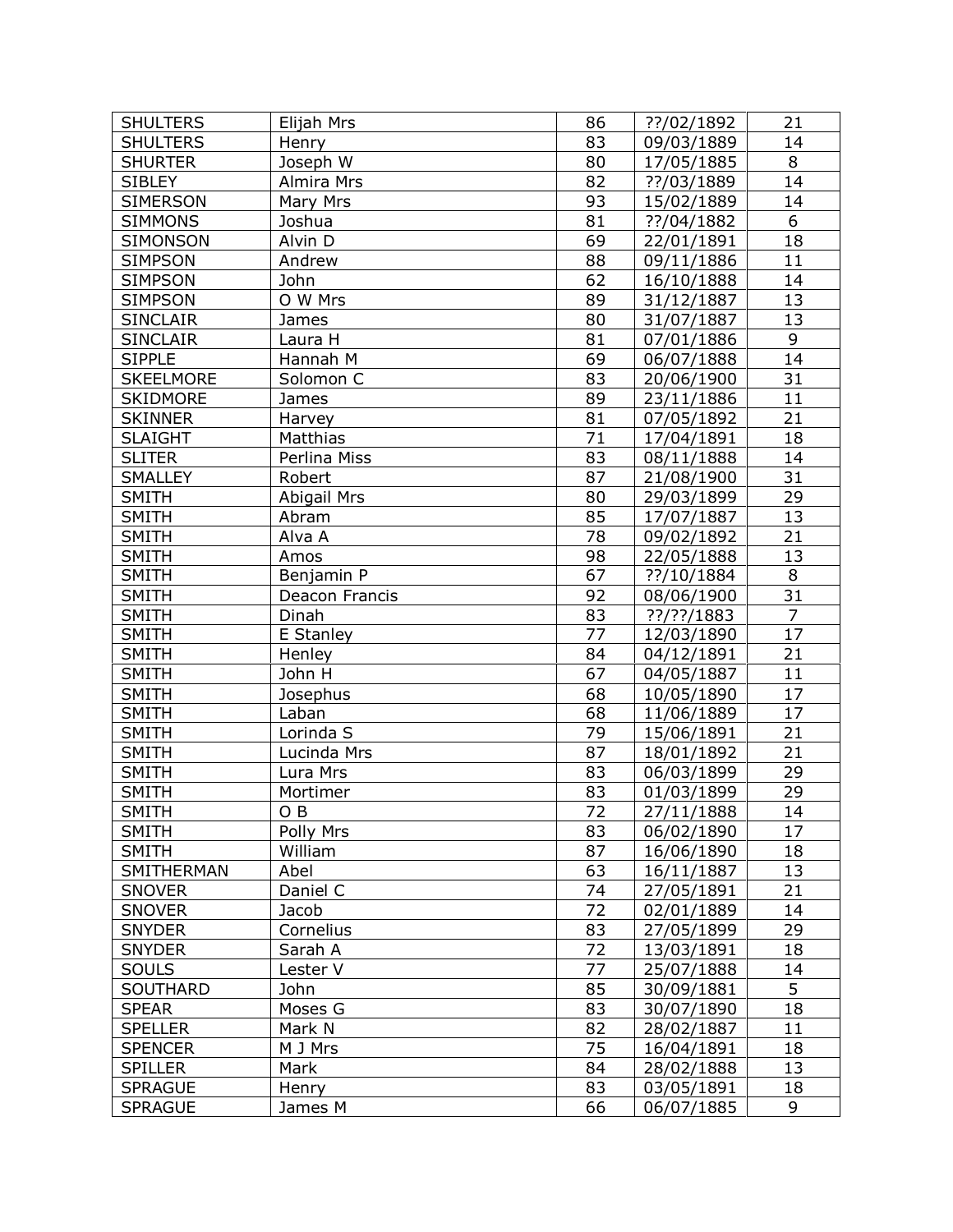| SHULTERS | Elijah Mrs | 86 | ??/02/1892 | 21 |
|---|---|---|---|---|
| SHULTERS | Henry | 83 | 09/03/1889 | 14 |
| SHURTER | Joseph W | 80 | 17/05/1885 | 8 |
| SIBLEY | Almira Mrs | 82 | ??/03/1889 | 14 |
| SIMERSON | Mary Mrs | 93 | 15/02/1889 | 14 |
| SIMMONS | Joshua | 81 | ??/04/1882 | 6 |
| SIMONSON | Alvin D | 69 | 22/01/1891 | 18 |
| SIMPSON | Andrew | 88 | 09/11/1886 | 11 |
| SIMPSON | John | 62 | 16/10/1888 | 14 |
| SIMPSON | O W Mrs | 89 | 31/12/1887 | 13 |
| SINCLAIR | James | 80 | 31/07/1887 | 13 |
| SINCLAIR | Laura H | 81 | 07/01/1886 | 9 |
| SIPPLE | Hannah M | 69 | 06/07/1888 | 14 |
| SKEELMORE | Solomon C | 83 | 20/06/1900 | 31 |
| SKIDMORE | James | 89 | 23/11/1886 | 11 |
| SKINNER | Harvey | 81 | 07/05/1892 | 21 |
| SLAIGHT | Matthias | 71 | 17/04/1891 | 18 |
| SLITER | Perlina Miss | 83 | 08/11/1888 | 14 |
| SMALLEY | Robert | 87 | 21/08/1900 | 31 |
| SMITH | Abigail Mrs | 80 | 29/03/1899 | 29 |
| SMITH | Abram | 85 | 17/07/1887 | 13 |
| SMITH | Alva A | 78 | 09/02/1892 | 21 |
| SMITH | Amos | 98 | 22/05/1888 | 13 |
| SMITH | Benjamin P | 67 | ??/10/1884 | 8 |
| SMITH | Deacon Francis | 92 | 08/06/1900 | 31 |
| SMITH | Dinah | 83 | ??/??/1883 | 7 |
| SMITH | E Stanley | 77 | 12/03/1890 | 17 |
| SMITH | Henley | 84 | 04/12/1891 | 21 |
| SMITH | John H | 67 | 04/05/1887 | 11 |
| SMITH | Josephus | 68 | 10/05/1890 | 17 |
| SMITH | Laban | 68 | 11/06/1889 | 17 |
| SMITH | Lorinda S | 79 | 15/06/1891 | 21 |
| SMITH | Lucinda Mrs | 87 | 18/01/1892 | 21 |
| SMITH | Lura Mrs | 83 | 06/03/1899 | 29 |
| SMITH | Mortimer | 83 | 01/03/1899 | 29 |
| SMITH | O B | 72 | 27/11/1888 | 14 |
| SMITH | Polly Mrs | 83 | 06/02/1890 | 17 |
| SMITH | William | 87 | 16/06/1890 | 18 |
| SMITHERMAN | Abel | 63 | 16/11/1887 | 13 |
| SNOVER | Daniel C | 74 | 27/05/1891 | 21 |
| SNOVER | Jacob | 72 | 02/01/1889 | 14 |
| SNYDER | Cornelius | 83 | 27/05/1899 | 29 |
| SNYDER | Sarah A | 72 | 13/03/1891 | 18 |
| SOULS | Lester V | 77 | 25/07/1888 | 14 |
| SOUTHARD | John | 85 | 30/09/1881 | 5 |
| SPEAR | Moses G | 83 | 30/07/1890 | 18 |
| SPELLER | Mark N | 82 | 28/02/1887 | 11 |
| SPENCER | M J Mrs | 75 | 16/04/1891 | 18 |
| SPILLER | Mark | 84 | 28/02/1888 | 13 |
| SPRAGUE | Henry | 83 | 03/05/1891 | 18 |
| SPRAGUE | James M | 66 | 06/07/1885 | 9 |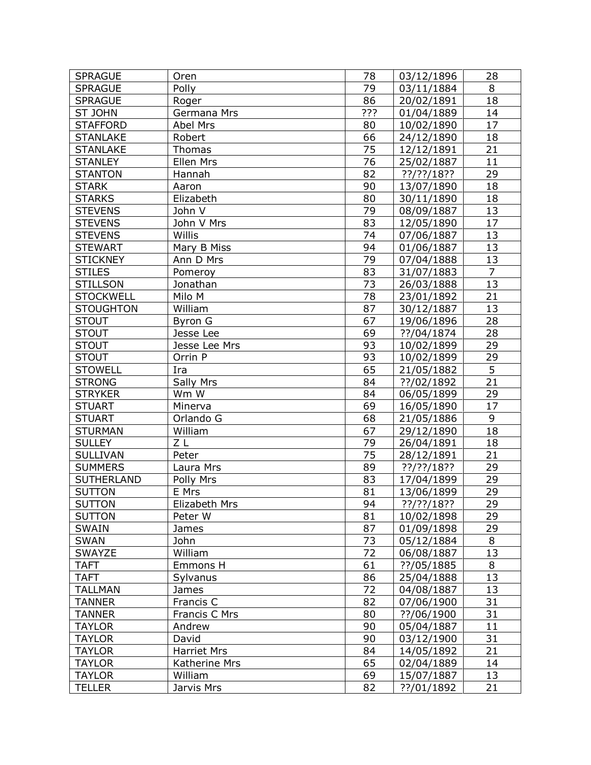| SPRAGUE | Oren | 78 | 03/12/1896 | 28 |
|---|---|---|---|---|
| SPRAGUE | Polly | 79 | 03/11/1884 | 8 |
| SPRAGUE | Roger | 86 | 20/02/1891 | 18 |
| ST JOHN | Germana Mrs | ??? | 01/04/1889 | 14 |
| STAFFORD | Abel Mrs | 80 | 10/02/1890 | 17 |
| STANLAKE | Robert | 66 | 24/12/1890 | 18 |
| STANLAKE | Thomas | 75 | 12/12/1891 | 21 |
| STANLEY | Ellen Mrs | 76 | 25/02/1887 | 11 |
| STANTON | Hannah | 82 | ??/??/18?? | 29 |
| STARK | Aaron | 90 | 13/07/1890 | 18 |
| STARKS | Elizabeth | 80 | 30/11/1890 | 18 |
| STEVENS | John V | 79 | 08/09/1887 | 13 |
| STEVENS | John V Mrs | 83 | 12/05/1890 | 17 |
| STEVENS | Willis | 74 | 07/06/1887 | 13 |
| STEWART | Mary B Miss | 94 | 01/06/1887 | 13 |
| STICKNEY | Ann D Mrs | 79 | 07/04/1888 | 13 |
| STILES | Pomeroy | 83 | 31/07/1883 | 7 |
| STILLSON | Jonathan | 73 | 26/03/1888 | 13 |
| STOCKWELL | Milo M | 78 | 23/01/1892 | 21 |
| STOUGHTON | William | 87 | 30/12/1887 | 13 |
| STOUT | Byron G | 67 | 19/06/1896 | 28 |
| STOUT | Jesse Lee | 69 | ??/04/1874 | 28 |
| STOUT | Jesse Lee Mrs | 93 | 10/02/1899 | 29 |
| STOUT | Orrin P | 93 | 10/02/1899 | 29 |
| STOWELL | Ira | 65 | 21/05/1882 | 5 |
| STRONG | Sally Mrs | 84 | ??/02/1892 | 21 |
| STRYKER | Wm W | 84 | 06/05/1899 | 29 |
| STUART | Minerva | 69 | 16/05/1890 | 17 |
| STUART | Orlando G | 68 | 21/05/1886 | 9 |
| STURMAN | William | 67 | 29/12/1890 | 18 |
| SULLEY | Z L | 79 | 26/04/1891 | 18 |
| SULLIVAN | Peter | 75 | 28/12/1891 | 21 |
| SUMMERS | Laura Mrs | 89 | ??/??/18?? | 29 |
| SUTHERLAND | Polly Mrs | 83 | 17/04/1899 | 29 |
| SUTTON | E Mrs | 81 | 13/06/1899 | 29 |
| SUTTON | Elizabeth Mrs | 94 | ??/??/18?? | 29 |
| SUTTON | Peter W | 81 | 10/02/1898 | 29 |
| SWAIN | James | 87 | 01/09/1898 | 29 |
| SWAN | John | 73 | 05/12/1884 | 8 |
| SWAYZE | William | 72 | 06/08/1887 | 13 |
| TAFT | Emmons H | 61 | ??/05/1885 | 8 |
| TAFT | Sylvanus | 86 | 25/04/1888 | 13 |
| TALLMAN | James | 72 | 04/08/1887 | 13 |
| TANNER | Francis C | 82 | 07/06/1900 | 31 |
| TANNER | Francis C Mrs | 80 | ??/06/1900 | 31 |
| TAYLOR | Andrew | 90 | 05/04/1887 | 11 |
| TAYLOR | David | 90 | 03/12/1900 | 31 |
| TAYLOR | Harriet Mrs | 84 | 14/05/1892 | 21 |
| TAYLOR | Katherine Mrs | 65 | 02/04/1889 | 14 |
| TAYLOR | William | 69 | 15/07/1887 | 13 |
| TELLER | Jarvis Mrs | 82 | ??/01/1892 | 21 |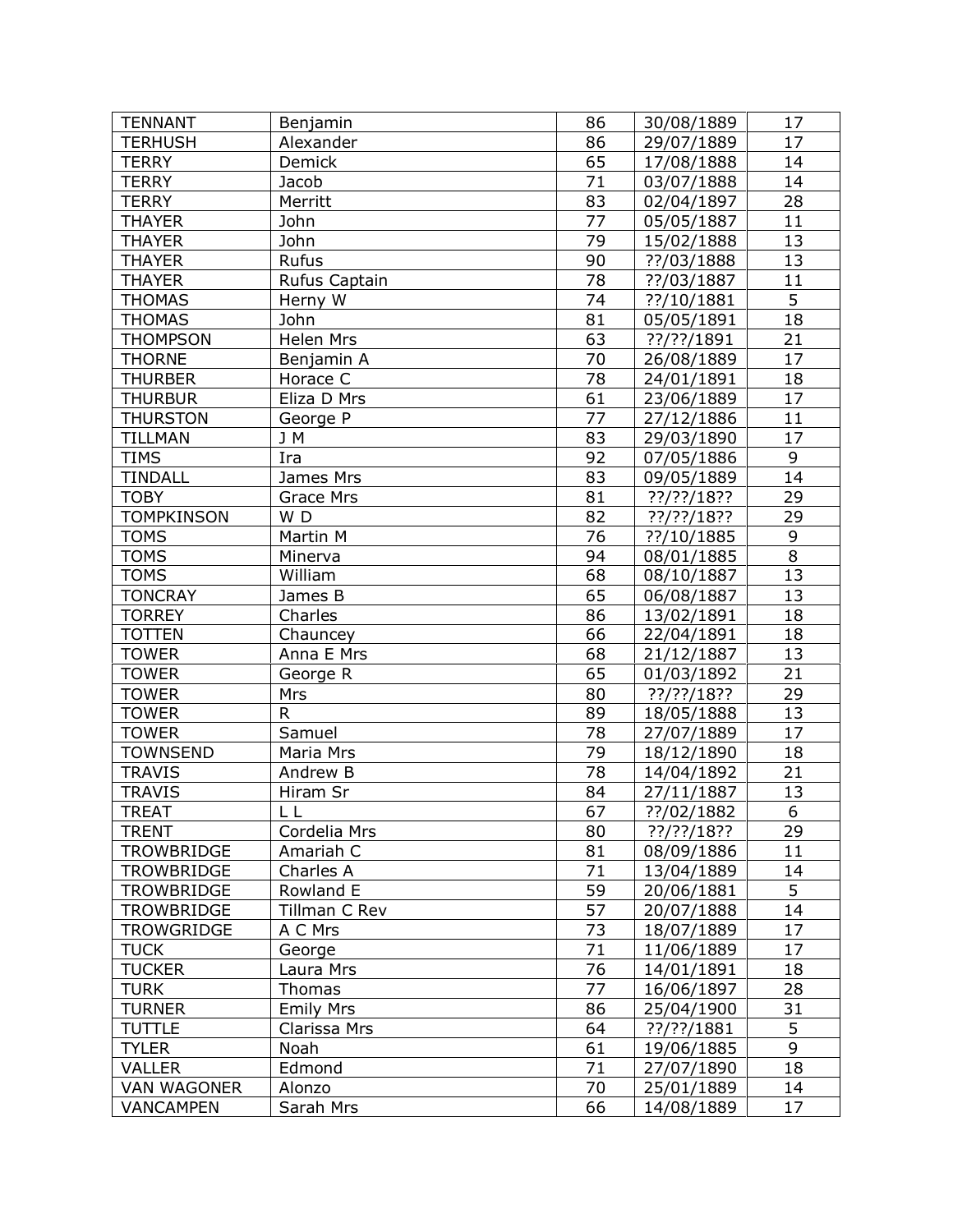| | | | | |
|---|---|---|---|---|
| TENNANT | Benjamin | 86 | 30/08/1889 | 17 |
| TERHUSH | Alexander | 86 | 29/07/1889 | 17 |
| TERRY | Demick | 65 | 17/08/1888 | 14 |
| TERRY | Jacob | 71 | 03/07/1888 | 14 |
| TERRY | Merritt | 83 | 02/04/1897 | 28 |
| THAYER | John | 77 | 05/05/1887 | 11 |
| THAYER | John | 79 | 15/02/1888 | 13 |
| THAYER | Rufus | 90 | ??/03/1888 | 13 |
| THAYER | Rufus Captain | 78 | ??/03/1887 | 11 |
| THOMAS | Herny W | 74 | ??/10/1881 | 5 |
| THOMAS | John | 81 | 05/05/1891 | 18 |
| THOMPSON | Helen Mrs | 63 | ??/??/1891 | 21 |
| THORNE | Benjamin A | 70 | 26/08/1889 | 17 |
| THURBER | Horace C | 78 | 24/01/1891 | 18 |
| THURBUR | Eliza D Mrs | 61 | 23/06/1889 | 17 |
| THURSTON | George P | 77 | 27/12/1886 | 11 |
| TILLMAN | J M | 83 | 29/03/1890 | 17 |
| TIMS | Ira | 92 | 07/05/1886 | 9 |
| TINDALL | James Mrs | 83 | 09/05/1889 | 14 |
| TOBY | Grace Mrs | 81 | ??/??/18?? | 29 |
| TOMPKINSON | W D | 82 | ??/??/18?? | 29 |
| TOMS | Martin M | 76 | ??/10/1885 | 9 |
| TOMS | Minerva | 94 | 08/01/1885 | 8 |
| TOMS | William | 68 | 08/10/1887 | 13 |
| TONCRAY | James B | 65 | 06/08/1887 | 13 |
| TORREY | Charles | 86 | 13/02/1891 | 18 |
| TOTTEN | Chauncey | 66 | 22/04/1891 | 18 |
| TOWER | Anna E Mrs | 68 | 21/12/1887 | 13 |
| TOWER | George R | 65 | 01/03/1892 | 21 |
| TOWER | Mrs | 80 | ??/??/18?? | 29 |
| TOWER | R | 89 | 18/05/1888 | 13 |
| TOWER | Samuel | 78 | 27/07/1889 | 17 |
| TOWNSEND | Maria Mrs | 79 | 18/12/1890 | 18 |
| TRAVIS | Andrew B | 78 | 14/04/1892 | 21 |
| TRAVIS | Hiram Sr | 84 | 27/11/1887 | 13 |
| TREAT | L L | 67 | ??/02/1882 | 6 |
| TRENT | Cordelia Mrs | 80 | ??/??/18?? | 29 |
| TROWBRIDGE | Amariah C | 81 | 08/09/1886 | 11 |
| TROWBRIDGE | Charles A | 71 | 13/04/1889 | 14 |
| TROWBRIDGE | Rowland E | 59 | 20/06/1881 | 5 |
| TROWBRIDGE | Tillman C Rev | 57 | 20/07/1888 | 14 |
| TROWGRIDGE | A C Mrs | 73 | 18/07/1889 | 17 |
| TUCK | George | 71 | 11/06/1889 | 17 |
| TUCKER | Laura Mrs | 76 | 14/01/1891 | 18 |
| TURK | Thomas | 77 | 16/06/1897 | 28 |
| TURNER | Emily Mrs | 86 | 25/04/1900 | 31 |
| TUTTLE | Clarissa Mrs | 64 | ??/??/1881 | 5 |
| TYLER | Noah | 61 | 19/06/1885 | 9 |
| VALLER | Edmond | 71 | 27/07/1890 | 18 |
| VAN WAGONER | Alonzo | 70 | 25/01/1889 | 14 |
| VANCAMPEN | Sarah Mrs | 66 | 14/08/1889 | 17 |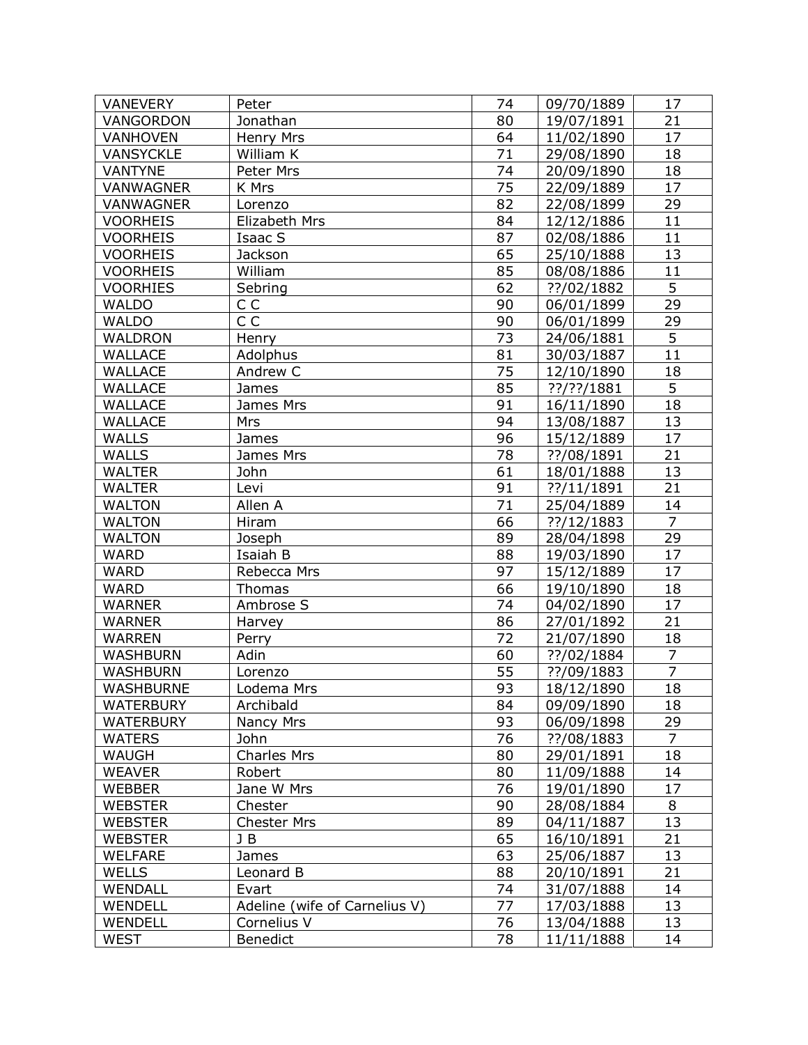| VANEVERY | Peter | 74 | 09/70/1889 | 17 |
|---|---|---|---|---|
| VANGORDON | Jonathan | 80 | 19/07/1891 | 21 |
| VANHOVEN | Henry Mrs | 64 | 11/02/1890 | 17 |
| VANSYCKLE | William K | 71 | 29/08/1890 | 18 |
| VANTYNE | Peter Mrs | 74 | 20/09/1890 | 18 |
| VANWAGNER | K Mrs | 75 | 22/09/1889 | 17 |
| VANWAGNER | Lorenzo | 82 | 22/08/1899 | 29 |
| VOORHEIS | Elizabeth Mrs | 84 | 12/12/1886 | 11 |
| VOORHEIS | Isaac S | 87 | 02/08/1886 | 11 |
| VOORHEIS | Jackson | 65 | 25/10/1888 | 13 |
| VOORHEIS | William | 85 | 08/08/1886 | 11 |
| VOORHIES | Sebring | 62 | ??/02/1882 | 5 |
| WALDO | C C | 90 | 06/01/1899 | 29 |
| WALDO | C C | 90 | 06/01/1899 | 29 |
| WALDRON | Henry | 73 | 24/06/1881 | 5 |
| WALLACE | Adolphus | 81 | 30/03/1887 | 11 |
| WALLACE | Andrew C | 75 | 12/10/1890 | 18 |
| WALLACE | James | 85 | ??/??/1881 | 5 |
| WALLACE | James Mrs | 91 | 16/11/1890 | 18 |
| WALLACE | Mrs | 94 | 13/08/1887 | 13 |
| WALLS | James | 96 | 15/12/1889 | 17 |
| WALLS | James Mrs | 78 | ??/08/1891 | 21 |
| WALTER | John | 61 | 18/01/1888 | 13 |
| WALTER | Levi | 91 | ??/11/1891 | 21 |
| WALTON | Allen A | 71 | 25/04/1889 | 14 |
| WALTON | Hiram | 66 | ??/12/1883 | 7 |
| WALTON | Joseph | 89 | 28/04/1898 | 29 |
| WARD | Isaiah B | 88 | 19/03/1890 | 17 |
| WARD | Rebecca Mrs | 97 | 15/12/1889 | 17 |
| WARD | Thomas | 66 | 19/10/1890 | 18 |
| WARNER | Ambrose S | 74 | 04/02/1890 | 17 |
| WARNER | Harvey | 86 | 27/01/1892 | 21 |
| WARREN | Perry | 72 | 21/07/1890 | 18 |
| WASHBURN | Adin | 60 | ??/02/1884 | 7 |
| WASHBURN | Lorenzo | 55 | ??/09/1883 | 7 |
| WASHBURNE | Lodema Mrs | 93 | 18/12/1890 | 18 |
| WATERBURY | Archibald | 84 | 09/09/1890 | 18 |
| WATERBURY | Nancy Mrs | 93 | 06/09/1898 | 29 |
| WATERS | John | 76 | ??/08/1883 | 7 |
| WAUGH | Charles Mrs | 80 | 29/01/1891 | 18 |
| WEAVER | Robert | 80 | 11/09/1888 | 14 |
| WEBBER | Jane W Mrs | 76 | 19/01/1890 | 17 |
| WEBSTER | Chester | 90 | 28/08/1884 | 8 |
| WEBSTER | Chester Mrs | 89 | 04/11/1887 | 13 |
| WEBSTER | J B | 65 | 16/10/1891 | 21 |
| WELFARE | James | 63 | 25/06/1887 | 13 |
| WELLS | Leonard B | 88 | 20/10/1891 | 21 |
| WENDALL | Evart | 74 | 31/07/1888 | 14 |
| WENDELL | Adeline (wife of Carnelius V) | 77 | 17/03/1888 | 13 |
| WENDELL | Cornelius V | 76 | 13/04/1888 | 13 |
| WEST | Benedict | 78 | 11/11/1888 | 14 |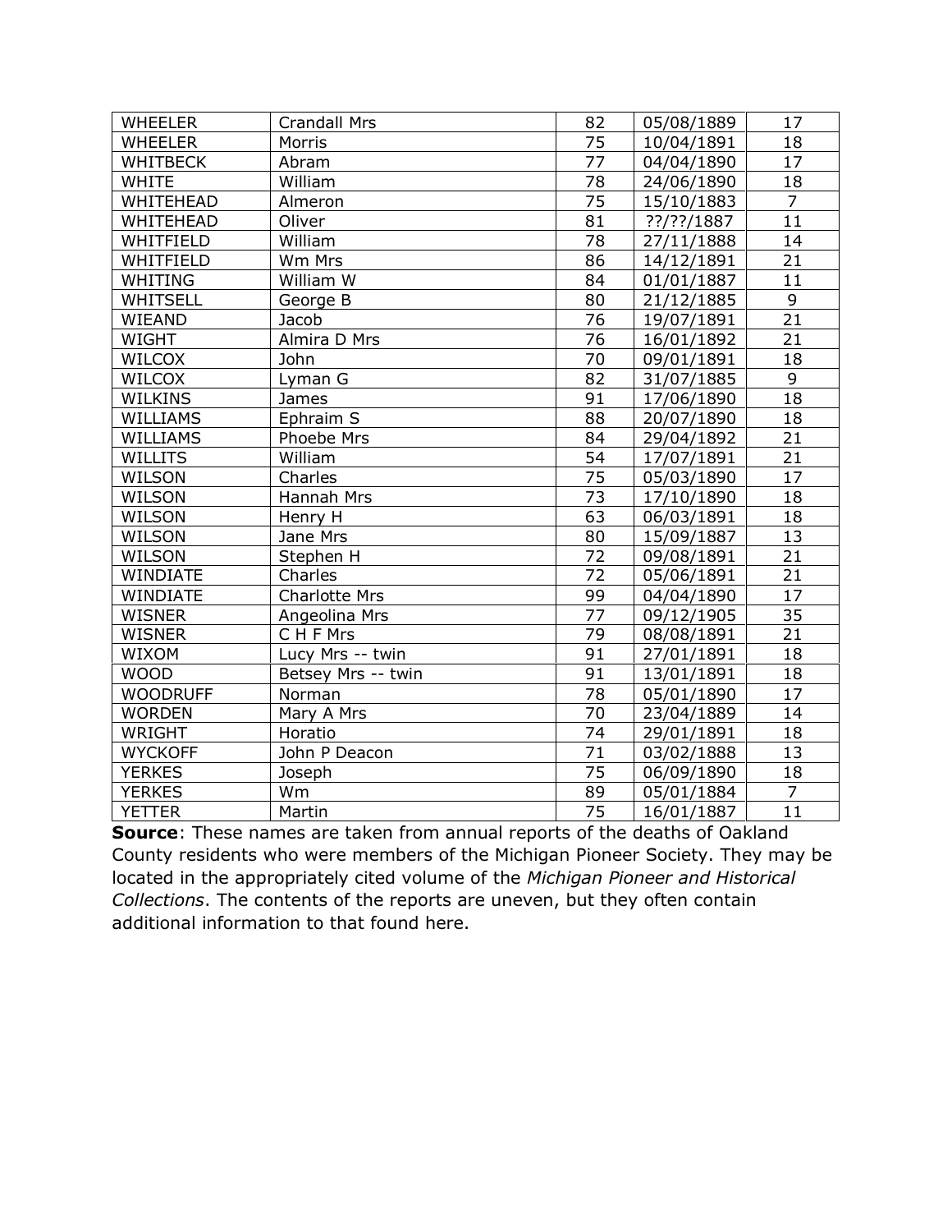| | | | | |
|---|---|---|---|---|
| WHEELER | Crandall Mrs | 82 | 05/08/1889 | 17 |
| WHEELER | Morris | 75 | 10/04/1891 | 18 |
| WHITBECK | Abram | 77 | 04/04/1890 | 17 |
| WHITE | William | 78 | 24/06/1890 | 18 |
| WHITEHEAD | Almeron | 75 | 15/10/1883 | 7 |
| WHITEHEAD | Oliver | 81 | ??/??/1887 | 11 |
| WHITFIELD | William | 78 | 27/11/1888 | 14 |
| WHITFIELD | Wm Mrs | 86 | 14/12/1891 | 21 |
| WHITING | William W | 84 | 01/01/1887 | 11 |
| WHITSELL | George B | 80 | 21/12/1885 | 9 |
| WIEAND | Jacob | 76 | 19/07/1891 | 21 |
| WIGHT | Almira D Mrs | 76 | 16/01/1892 | 21 |
| WILCOX | John | 70 | 09/01/1891 | 18 |
| WILCOX | Lyman G | 82 | 31/07/1885 | 9 |
| WILKINS | James | 91 | 17/06/1890 | 18 |
| WILLIAMS | Ephraim S | 88 | 20/07/1890 | 18 |
| WILLIAMS | Phoebe Mrs | 84 | 29/04/1892 | 21 |
| WILLITS | William | 54 | 17/07/1891 | 21 |
| WILSON | Charles | 75 | 05/03/1890 | 17 |
| WILSON | Hannah Mrs | 73 | 17/10/1890 | 18 |
| WILSON | Henry H | 63 | 06/03/1891 | 18 |
| WILSON | Jane Mrs | 80 | 15/09/1887 | 13 |
| WILSON | Stephen H | 72 | 09/08/1891 | 21 |
| WINDIATE | Charles | 72 | 05/06/1891 | 21 |
| WINDIATE | Charlotte Mrs | 99 | 04/04/1890 | 17 |
| WISNER | Angeolina Mrs | 77 | 09/12/1905 | 35 |
| WISNER | C H F Mrs | 79 | 08/08/1891 | 21 |
| WIXOM | Lucy Mrs -- twin | 91 | 27/01/1891 | 18 |
| WOOD | Betsey Mrs -- twin | 91 | 13/01/1891 | 18 |
| WOODRUFF | Norman | 78 | 05/01/1890 | 17 |
| WORDEN | Mary A Mrs | 70 | 23/04/1889 | 14 |
| WRIGHT | Horatio | 74 | 29/01/1891 | 18 |
| WYCKOFF | John P Deacon | 71 | 03/02/1888 | 13 |
| YERKES | Joseph | 75 | 06/09/1890 | 18 |
| YERKES | Wm | 89 | 05/01/1884 | 7 |
| YETTER | Martin | 75 | 16/01/1887 | 11 |

**Source**: These names are taken from annual reports of the deaths of Oakland County residents who were members of the Michigan Pioneer Society. They may be located in the appropriately cited volume of the *Michigan Pioneer and Historical Collections*. The contents of the reports are uneven, but they often contain additional information to that found here.